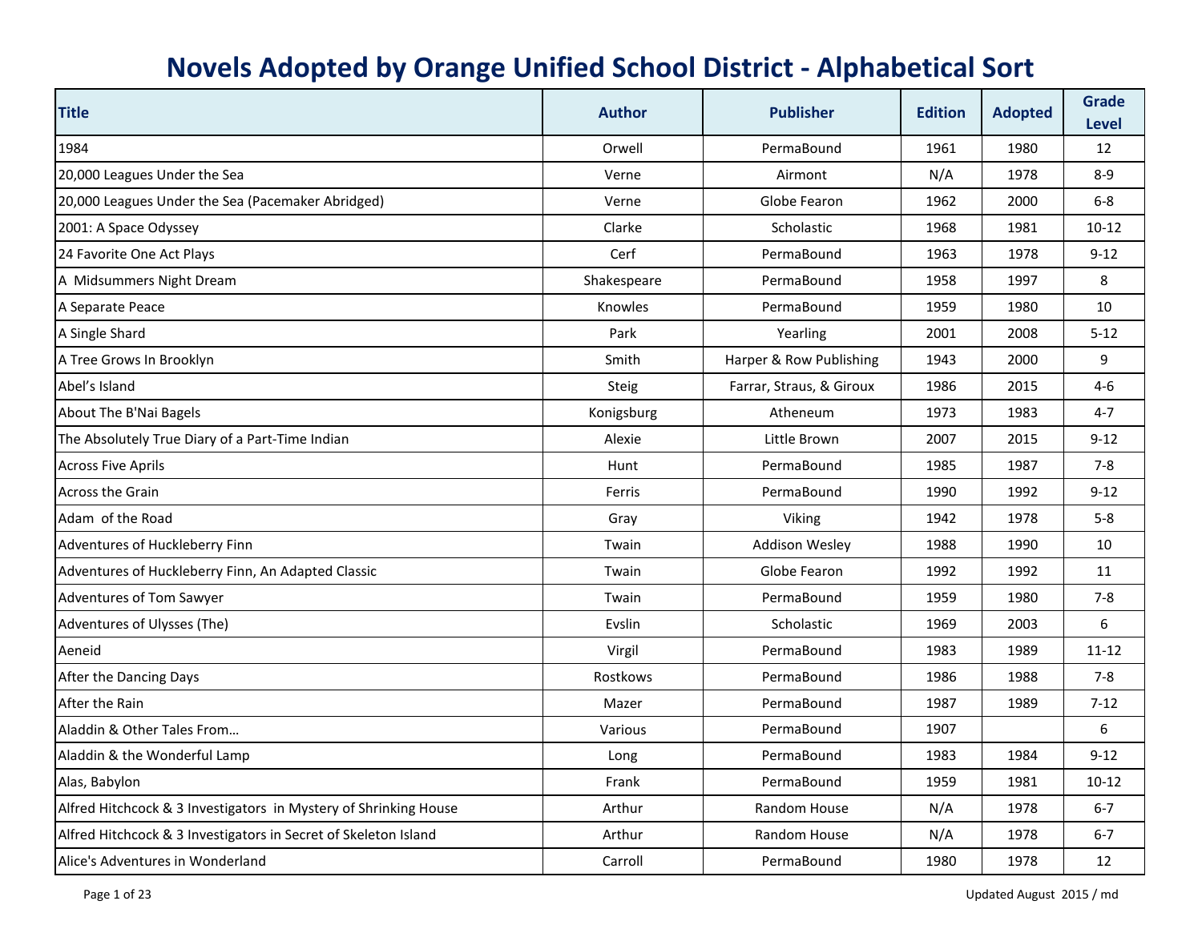# Novels Adopted by Orange Unified School District - Alphabetical Sort

| Title | Author | Publisher | Edition | Adopted | Grade Level |
|---|---|---|---|---|---|
| 1984 | Orwell | PermaBound | 1961 | 1980 | 12 |
| 20,000 Leagues Under the Sea | Verne | Airmont | N/A | 1978 | 8-9 |
| 20,000 Leagues Under the Sea (Pacemaker Abridged) | Verne | Globe Fearon | 1962 | 2000 | 6-8 |
| 2001: A Space Odyssey | Clarke | Scholastic | 1968 | 1981 | 10-12 |
| 24 Favorite One Act Plays | Cerf | PermaBound | 1963 | 1978 | 9-12 |
| A  Midsummers Night Dream | Shakespeare | PermaBound | 1958 | 1997 | 8 |
| A Separate Peace | Knowles | PermaBound | 1959 | 1980 | 10 |
| A Single Shard | Park | Yearling | 2001 | 2008 | 5-12 |
| A Tree Grows In Brooklyn | Smith | Harper & Row Publishing | 1943 | 2000 | 9 |
| Abel's Island | Steig | Farrar, Straus, & Giroux | 1986 | 2015 | 4-6 |
| About The B'Nai Bagels | Konigsburg | Atheneum | 1973 | 1983 | 4-7 |
| The Absolutely True Diary of a Part-Time Indian | Alexie | Little Brown | 2007 | 2015 | 9-12 |
| Across Five Aprils | Hunt | PermaBound | 1985 | 1987 | 7-8 |
| Across the Grain | Ferris | PermaBound | 1990 | 1992 | 9-12 |
| Adam  of the Road | Gray | Viking | 1942 | 1978 | 5-8 |
| Adventures of Huckleberry Finn | Twain | Addison Wesley | 1988 | 1990 | 10 |
| Adventures of Huckleberry Finn, An Adapted Classic | Twain | Globe Fearon | 1992 | 1992 | 11 |
| Adventures of Tom Sawyer | Twain | PermaBound | 1959 | 1980 | 7-8 |
| Adventures of Ulysses (The) | Evslin | Scholastic | 1969 | 2003 | 6 |
| Aeneid | Virgil | PermaBound | 1983 | 1989 | 11-12 |
| After the Dancing Days | Rostkows | PermaBound | 1986 | 1988 | 7-8 |
| After the Rain | Mazer | PermaBound | 1987 | 1989 | 7-12 |
| Aladdin & Other Tales From… | Various | PermaBound | 1907 | | 6 |
| Aladdin & the Wonderful Lamp | Long | PermaBound | 1983 | 1984 | 9-12 |
| Alas, Babylon | Frank | PermaBound | 1959 | 1981 | 10-12 |
| Alfred Hitchcock & 3 Investigators  in Mystery of Shrinking House | Arthur | Random House | N/A | 1978 | 6-7 |
| Alfred Hitchcock & 3 Investigators in Secret of Skeleton Island | Arthur | Random House | N/A | 1978 | 6-7 |
| Alice's Adventures in Wonderland | Carroll | PermaBound | 1980 | 1978 | 12 |

Updated August  2015 / md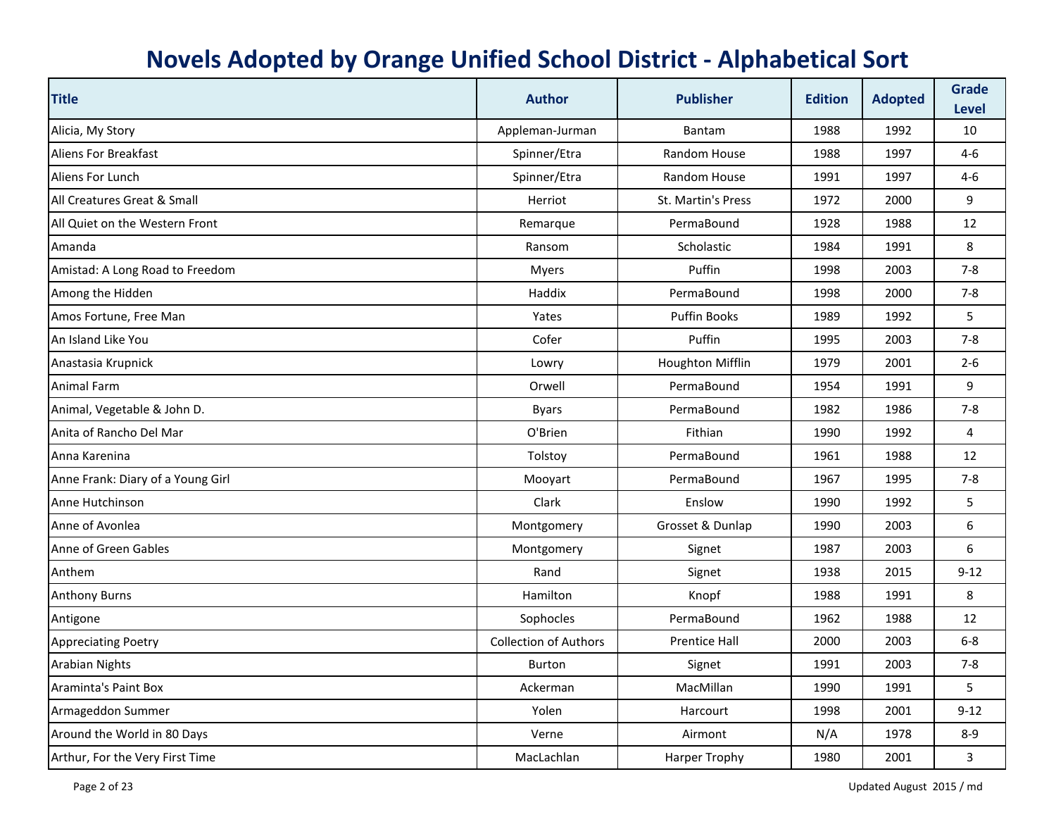# Novels Adopted by Orange Unified School District - Alphabetical Sort

| Title | Author | Publisher | Edition | Adopted | Grade Level |
|---|---|---|---|---|---|
| Alicia, My Story | Appleman-Jurman | Bantam | 1988 | 1992 | 10 |
| Aliens For Breakfast | Spinner/Etra | Random House | 1988 | 1997 | 4-6 |
| Aliens For Lunch | Spinner/Etra | Random House | 1991 | 1997 | 4-6 |
| All Creatures Great & Small | Herriot | St. Martin's Press | 1972 | 2000 | 9 |
| All Quiet on the Western Front | Remarque | PermaBound | 1928 | 1988 | 12 |
| Amanda | Ransom | Scholastic | 1984 | 1991 | 8 |
| Amistad: A Long Road to Freedom | Myers | Puffin | 1998 | 2003 | 7-8 |
| Among the Hidden | Haddix | PermaBound | 1998 | 2000 | 7-8 |
| Amos Fortune, Free Man | Yates | Puffin Books | 1989 | 1992 | 5 |
| An Island Like You | Cofer | Puffin | 1995 | 2003 | 7-8 |
| Anastasia Krupnick | Lowry | Houghton Mifflin | 1979 | 2001 | 2-6 |
| Animal Farm | Orwell | PermaBound | 1954 | 1991 | 9 |
| Animal, Vegetable & John D. | Byars | PermaBound | 1982 | 1986 | 7-8 |
| Anita of Rancho Del Mar | O'Brien | Fithian | 1990 | 1992 | 4 |
| Anna Karenina | Tolstoy | PermaBound | 1961 | 1988 | 12 |
| Anne Frank: Diary of a Young Girl | Mooyart | PermaBound | 1967 | 1995 | 7-8 |
| Anne Hutchinson | Clark | Enslow | 1990 | 1992 | 5 |
| Anne of Avonlea | Montgomery | Grosset & Dunlap | 1990 | 2003 | 6 |
| Anne of Green Gables | Montgomery | Signet | 1987 | 2003 | 6 |
| Anthem | Rand | Signet | 1938 | 2015 | 9-12 |
| Anthony Burns | Hamilton | Knopf | 1988 | 1991 | 8 |
| Antigone | Sophocles | PermaBound | 1962 | 1988 | 12 |
| Appreciating Poetry | Collection of Authors | Prentice Hall | 2000 | 2003 | 6-8 |
| Arabian Nights | Burton | Signet | 1991 | 2003 | 7-8 |
| Araminta's Paint Box | Ackerman | MacMillan | 1990 | 1991 | 5 |
| Armageddon Summer | Yolen | Harcourt | 1998 | 2001 | 9-12 |
| Around the World in 80 Days | Verne | Airmont | N/A | 1978 | 8-9 |
| Arthur, For the Very First Time | MacLachlan | Harper Trophy | 1980 | 2001 | 3 |

Updated August 2015 / md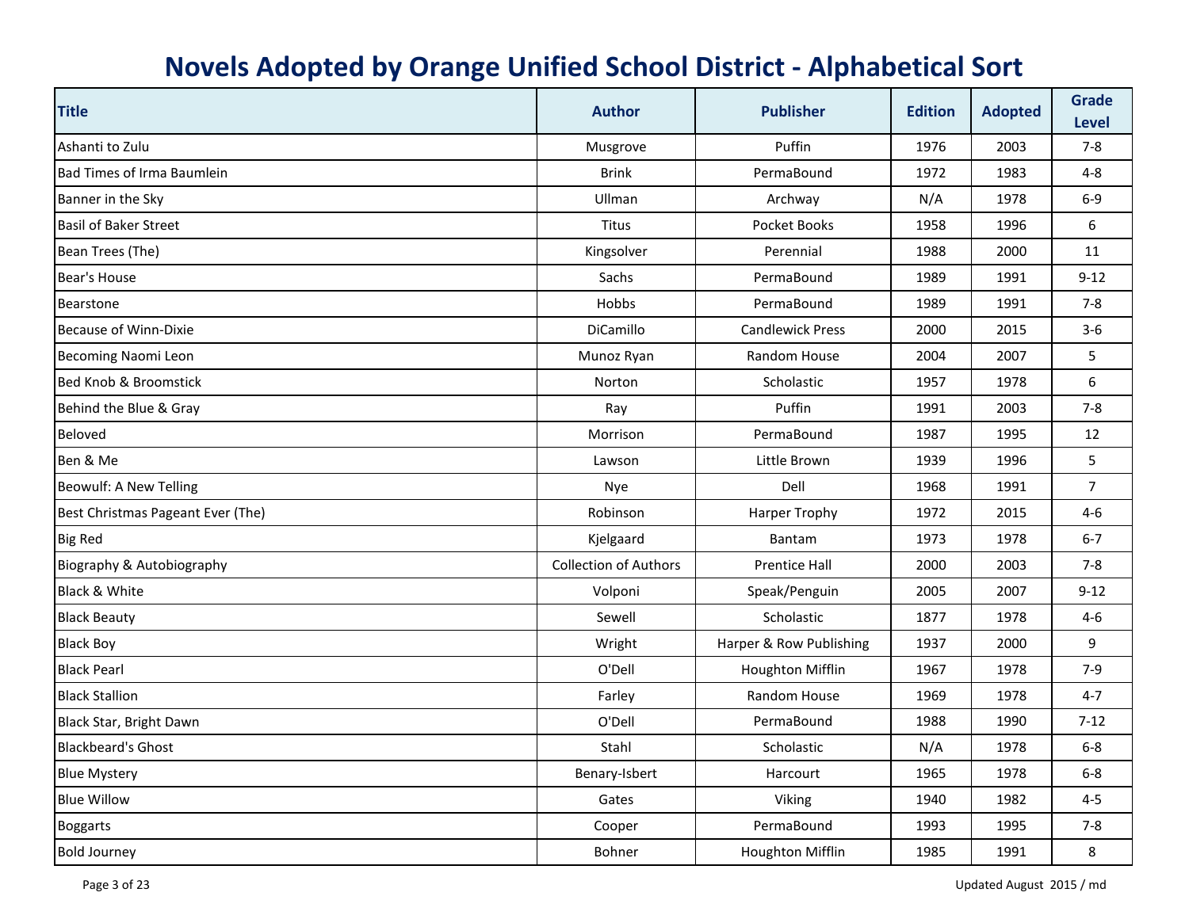# Novels Adopted by Orange Unified School District - Alphabetical Sort

| Title | Author | Publisher | Edition | Adopted | Grade Level |
|---|---|---|---|---|---|
| Ashanti to Zulu | Musgrove | Puffin | 1976 | 2003 | 7-8 |
| Bad Times of Irma Baumlein | Brink | PermaBound | 1972 | 1983 | 4-8 |
| Banner in the Sky | Ullman | Archway | N/A | 1978 | 6-9 |
| Basil of Baker Street | Titus | Pocket Books | 1958 | 1996 | 6 |
| Bean Trees (The) | Kingsolver | Perennial | 1988 | 2000 | 11 |
| Bear's House | Sachs | PermaBound | 1989 | 1991 | 9-12 |
| Bearstone | Hobbs | PermaBound | 1989 | 1991 | 7-8 |
| Because of Winn-Dixie | DiCamillo | Candlewick Press | 2000 | 2015 | 3-6 |
| Becoming Naomi Leon | Munoz Ryan | Random House | 2004 | 2007 | 5 |
| Bed Knob & Broomstick | Norton | Scholastic | 1957 | 1978 | 6 |
| Behind the Blue & Gray | Ray | Puffin | 1991 | 2003 | 7-8 |
| Beloved | Morrison | PermaBound | 1987 | 1995 | 12 |
| Ben & Me | Lawson | Little Brown | 1939 | 1996 | 5 |
| Beowulf: A New Telling | Nye | Dell | 1968 | 1991 | 7 |
| Best Christmas Pageant Ever (The) | Robinson | Harper Trophy | 1972 | 2015 | 4-6 |
| Big Red | Kjelgaard | Bantam | 1973 | 1978 | 6-7 |
| Biography & Autobiography | Collection of Authors | Prentice Hall | 2000 | 2003 | 7-8 |
| Black & White | Volponi | Speak/Penguin | 2005 | 2007 | 9-12 |
| Black Beauty | Sewell | Scholastic | 1877 | 1978 | 4-6 |
| Black Boy | Wright | Harper & Row Publishing | 1937 | 2000 | 9 |
| Black Pearl | O'Dell | Houghton Mifflin | 1967 | 1978 | 7-9 |
| Black Stallion | Farley | Random House | 1969 | 1978 | 4-7 |
| Black Star, Bright Dawn | O'Dell | PermaBound | 1988 | 1990 | 7-12 |
| Blackbeard's Ghost | Stahl | Scholastic | N/A | 1978 | 6-8 |
| Blue Mystery | Benary-Isbert | Harcourt | 1965 | 1978 | 6-8 |
| Blue Willow | Gates | Viking | 1940 | 1982 | 4-5 |
| Boggarts | Cooper | PermaBound | 1993 | 1995 | 7-8 |
| Bold Journey | Bohner | Houghton Mifflin | 1985 | 1991 | 8 |

Updated August 2015 / md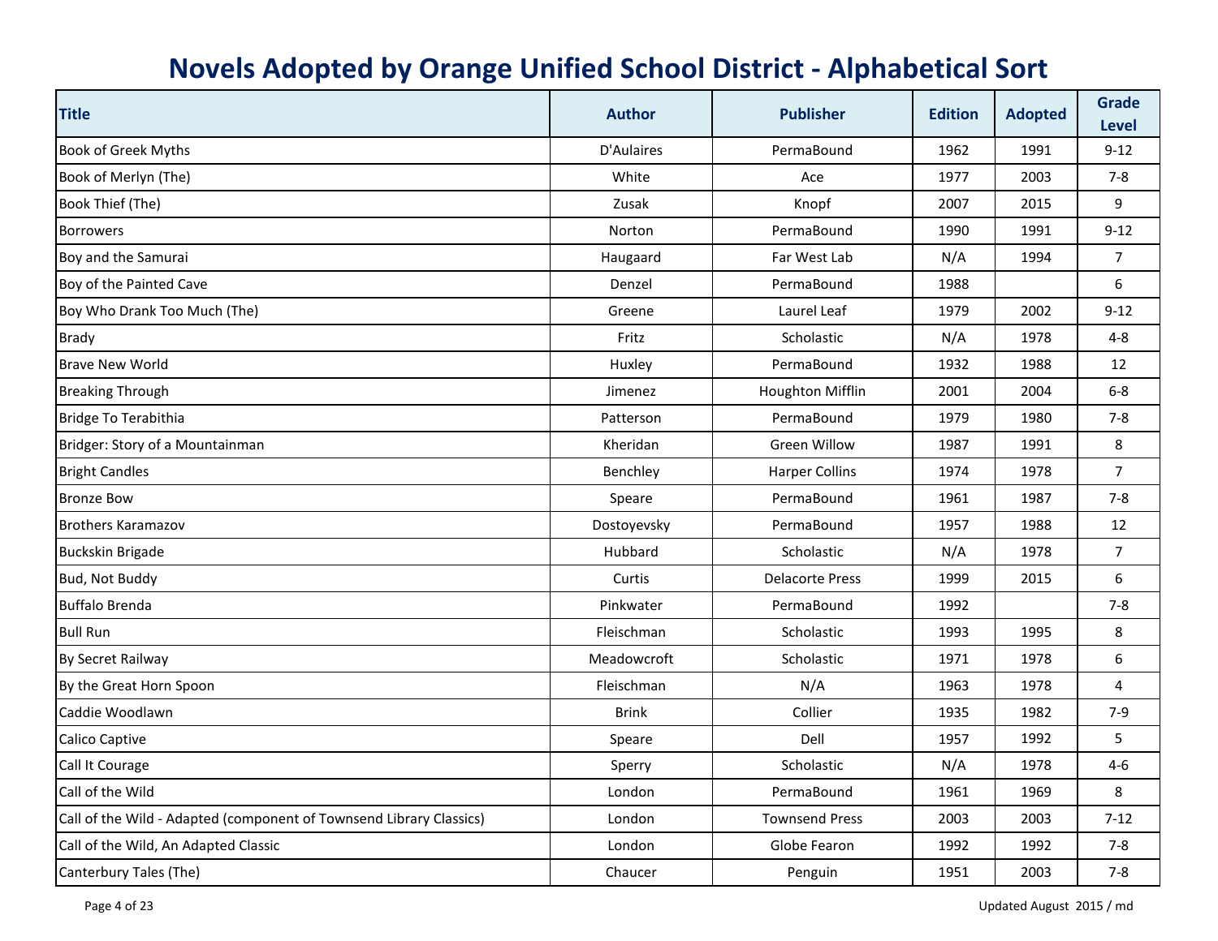# Novels Adopted by Orange Unified School District - Alphabetical Sort

| Title | Author | Publisher | Edition | Adopted | Grade Level |
|---|---|---|---|---|---|
| Book of Greek Myths | D'Aulaires | PermaBound | 1962 | 1991 | 9-12 |
| Book of Merlyn (The) | White | Ace | 1977 | 2003 | 7-8 |
| Book Thief (The) | Zusak | Knopf | 2007 | 2015 | 9 |
| Borrowers | Norton | PermaBound | 1990 | 1991 | 9-12 |
| Boy and the Samurai | Haugaard | Far West Lab | N/A | 1994 | 7 |
| Boy of the Painted Cave | Denzel | PermaBound | 1988 | | 6 |
| Boy Who Drank Too Much (The) | Greene | Laurel Leaf | 1979 | 2002 | 9-12 |
| Brady | Fritz | Scholastic | N/A | 1978 | 4-8 |
| Brave New World | Huxley | PermaBound | 1932 | 1988 | 12 |
| Breaking Through | Jimenez | Houghton Mifflin | 2001 | 2004 | 6-8 |
| Bridge To Terabithia | Patterson | PermaBound | 1979 | 1980 | 7-8 |
| Bridger: Story of a Mountainman | Kheridan | Green Willow | 1987 | 1991 | 8 |
| Bright Candles | Benchley | Harper Collins | 1974 | 1978 | 7 |
| Bronze Bow | Speare | PermaBound | 1961 | 1987 | 7-8 |
| Brothers Karamazov | Dostoyevsky | PermaBound | 1957 | 1988 | 12 |
| Buckskin Brigade | Hubbard | Scholastic | N/A | 1978 | 7 |
| Bud, Not Buddy | Curtis | Delacorte Press | 1999 | 2015 | 6 |
| Buffalo Brenda | Pinkwater | PermaBound | 1992 | | 7-8 |
| Bull Run | Fleischman | Scholastic | 1993 | 1995 | 8 |
| By Secret Railway | Meadowcroft | Scholastic | 1971 | 1978 | 6 |
| By the Great Horn Spoon | Fleischman | N/A | 1963 | 1978 | 4 |
| Caddie Woodlawn | Brink | Collier | 1935 | 1982 | 7-9 |
| Calico Captive | Speare | Dell | 1957 | 1992 | 5 |
| Call It Courage | Sperry | Scholastic | N/A | 1978 | 4-6 |
| Call of the Wild | London | PermaBound | 1961 | 1969 | 8 |
| Call of the Wild - Adapted (component of Townsend Library Classics) | London | Townsend Press | 2003 | 2003 | 7-12 |
| Call of the Wild, An Adapted Classic | London | Globe Fearon | 1992 | 1992 | 7-8 |
| Canterbury Tales (The) | Chaucer | Penguin | 1951 | 2003 | 7-8 |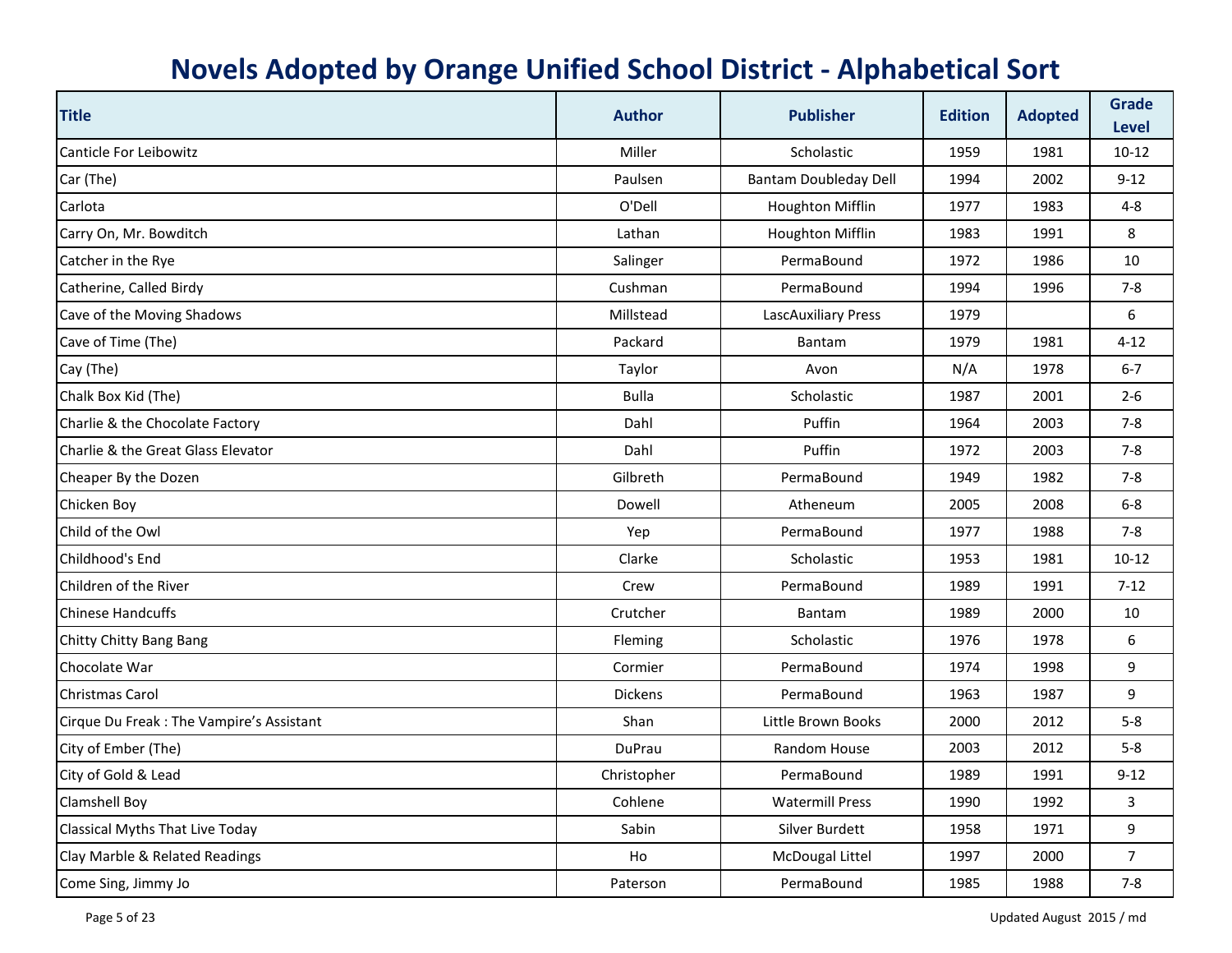# Novels Adopted by Orange Unified School District - Alphabetical Sort

| Title | Author | Publisher | Edition | Adopted | Grade Level |
|---|---|---|---|---|---|
| Canticle For Leibowitz | Miller | Scholastic | 1959 | 1981 | 10-12 |
| Car (The) | Paulsen | Bantam Doubleday Dell | 1994 | 2002 | 9-12 |
| Carlota | O'Dell | Houghton Mifflin | 1977 | 1983 | 4-8 |
| Carry On, Mr. Bowditch | Lathan | Houghton Mifflin | 1983 | 1991 | 8 |
| Catcher in the Rye | Salinger | PermaBound | 1972 | 1986 | 10 |
| Catherine, Called Birdy | Cushman | PermaBound | 1994 | 1996 | 7-8 |
| Cave of the Moving Shadows | Millstead | LascAuxiliary Press | 1979 | | 6 |
| Cave of Time (The) | Packard | Bantam | 1979 | 1981 | 4-12 |
| Cay (The) | Taylor | Avon | N/A | 1978 | 6-7 |
| Chalk Box Kid (The) | Bulla | Scholastic | 1987 | 2001 | 2-6 |
| Charlie & the Chocolate Factory | Dahl | Puffin | 1964 | 2003 | 7-8 |
| Charlie & the Great Glass Elevator | Dahl | Puffin | 1972 | 2003 | 7-8 |
| Cheaper By the Dozen | Gilbreth | PermaBound | 1949 | 1982 | 7-8 |
| Chicken Boy | Dowell | Atheneum | 2005 | 2008 | 6-8 |
| Child of the Owl | Yep | PermaBound | 1977 | 1988 | 7-8 |
| Childhood's End | Clarke | Scholastic | 1953 | 1981 | 10-12 |
| Children of the River | Crew | PermaBound | 1989 | 1991 | 7-12 |
| Chinese Handcuffs | Crutcher | Bantam | 1989 | 2000 | 10 |
| Chitty Chitty Bang Bang | Fleming | Scholastic | 1976 | 1978 | 6 |
| Chocolate War | Cormier | PermaBound | 1974 | 1998 | 9 |
| Christmas Carol | Dickens | PermaBound | 1963 | 1987 | 9 |
| Cirque Du Freak : The Vampire's Assistant | Shan | Little Brown Books | 2000 | 2012 | 5-8 |
| City of Ember (The) | DuPrau | Random House | 2003 | 2012 | 5-8 |
| City of Gold & Lead | Christopher | PermaBound | 1989 | 1991 | 9-12 |
| Clamshell Boy | Cohlene | Watermill Press | 1990 | 1992 | 3 |
| Classical Myths That Live Today | Sabin | Silver Burdett | 1958 | 1971 | 9 |
| Clay Marble & Related Readings | Ho | McDougal Littel | 1997 | 2000 | 7 |
| Come Sing, Jimmy Jo | Paterson | PermaBound | 1985 | 1988 | 7-8 |

Updated August 2015 / md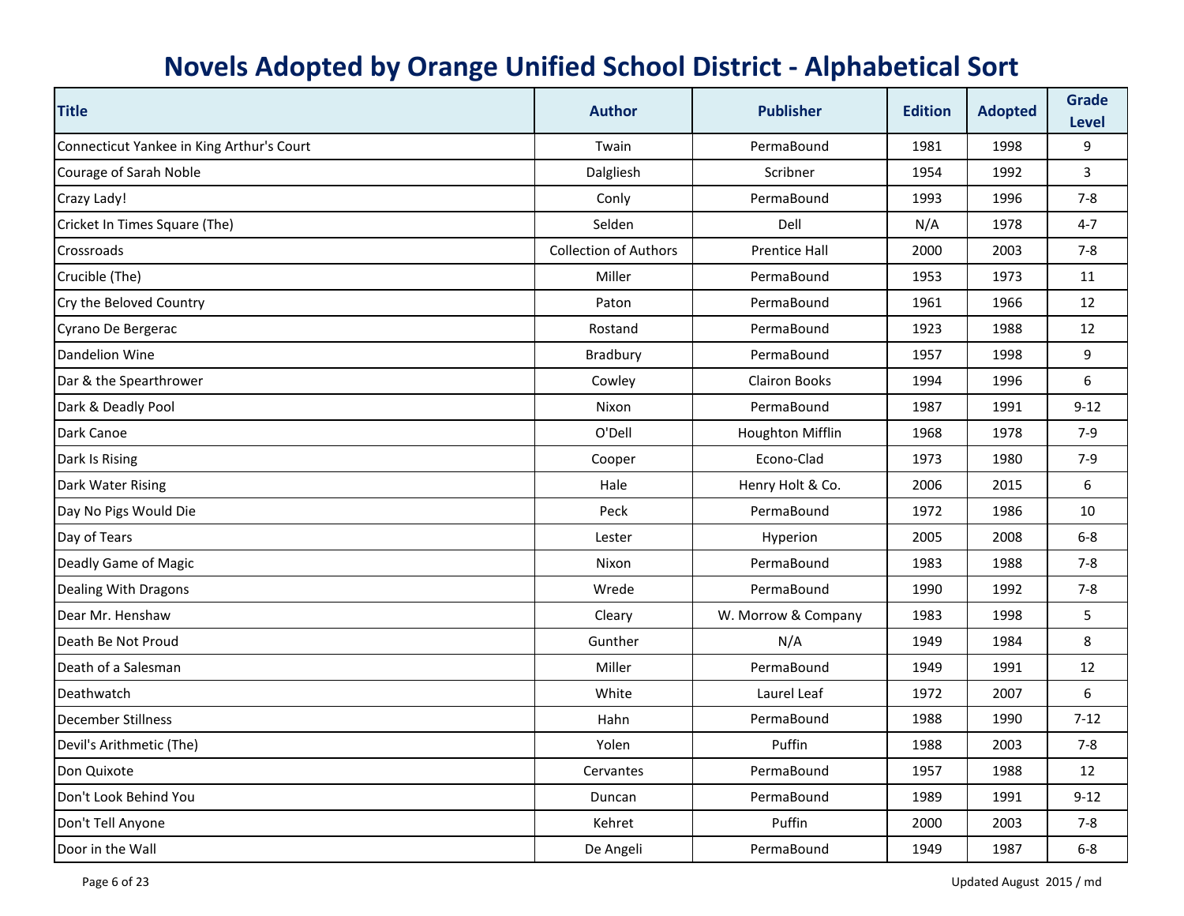# Novels Adopted by Orange Unified School District - Alphabetical Sort

| Title | Author | Publisher | Edition | Adopted | Grade Level |
|---|---|---|---|---|---|
| Connecticut Yankee in King Arthur's Court | Twain | PermaBound | 1981 | 1998 | 9 |
| Courage of Sarah Noble | Dalgliesh | Scribner | 1954 | 1992 | 3 |
| Crazy Lady! | Conly | PermaBound | 1993 | 1996 | 7-8 |
| Cricket In Times Square (The) | Selden | Dell | N/A | 1978 | 4-7 |
| Crossroads | Collection of Authors | Prentice Hall | 2000 | 2003 | 7-8 |
| Crucible (The) | Miller | PermaBound | 1953 | 1973 | 11 |
| Cry the Beloved Country | Paton | PermaBound | 1961 | 1966 | 12 |
| Cyrano De Bergerac | Rostand | PermaBound | 1923 | 1988 | 12 |
| Dandelion Wine | Bradbury | PermaBound | 1957 | 1998 | 9 |
| Dar & the Spearthrower | Cowley | Clairon Books | 1994 | 1996 | 6 |
| Dark & Deadly Pool | Nixon | PermaBound | 1987 | 1991 | 9-12 |
| Dark Canoe | O'Dell | Houghton Mifflin | 1968 | 1978 | 7-9 |
| Dark Is Rising | Cooper | Econo-Clad | 1973 | 1980 | 7-9 |
| Dark Water Rising | Hale | Henry Holt & Co. | 2006 | 2015 | 6 |
| Day No Pigs Would Die | Peck | PermaBound | 1972 | 1986 | 10 |
| Day of Tears | Lester | Hyperion | 2005 | 2008 | 6-8 |
| Deadly Game of Magic | Nixon | PermaBound | 1983 | 1988 | 7-8 |
| Dealing With Dragons | Wrede | PermaBound | 1990 | 1992 | 7-8 |
| Dear Mr. Henshaw | Cleary | W. Morrow & Company | 1983 | 1998 | 5 |
| Death Be Not Proud | Gunther | N/A | 1949 | 1984 | 8 |
| Death of a Salesman | Miller | PermaBound | 1949 | 1991 | 12 |
| Deathwatch | White | Laurel Leaf | 1972 | 2007 | 6 |
| December Stillness | Hahn | PermaBound | 1988 | 1990 | 7-12 |
| Devil's Arithmetic (The) | Yolen | Puffin | 1988 | 2003 | 7-8 |
| Don Quixote | Cervantes | PermaBound | 1957 | 1988 | 12 |
| Don't Look Behind You | Duncan | PermaBound | 1989 | 1991 | 9-12 |
| Don't Tell Anyone | Kehret | Puffin | 2000 | 2003 | 7-8 |
| Door in the Wall | De Angeli | PermaBound | 1949 | 1987 | 6-8 |

Updated August 2015 / md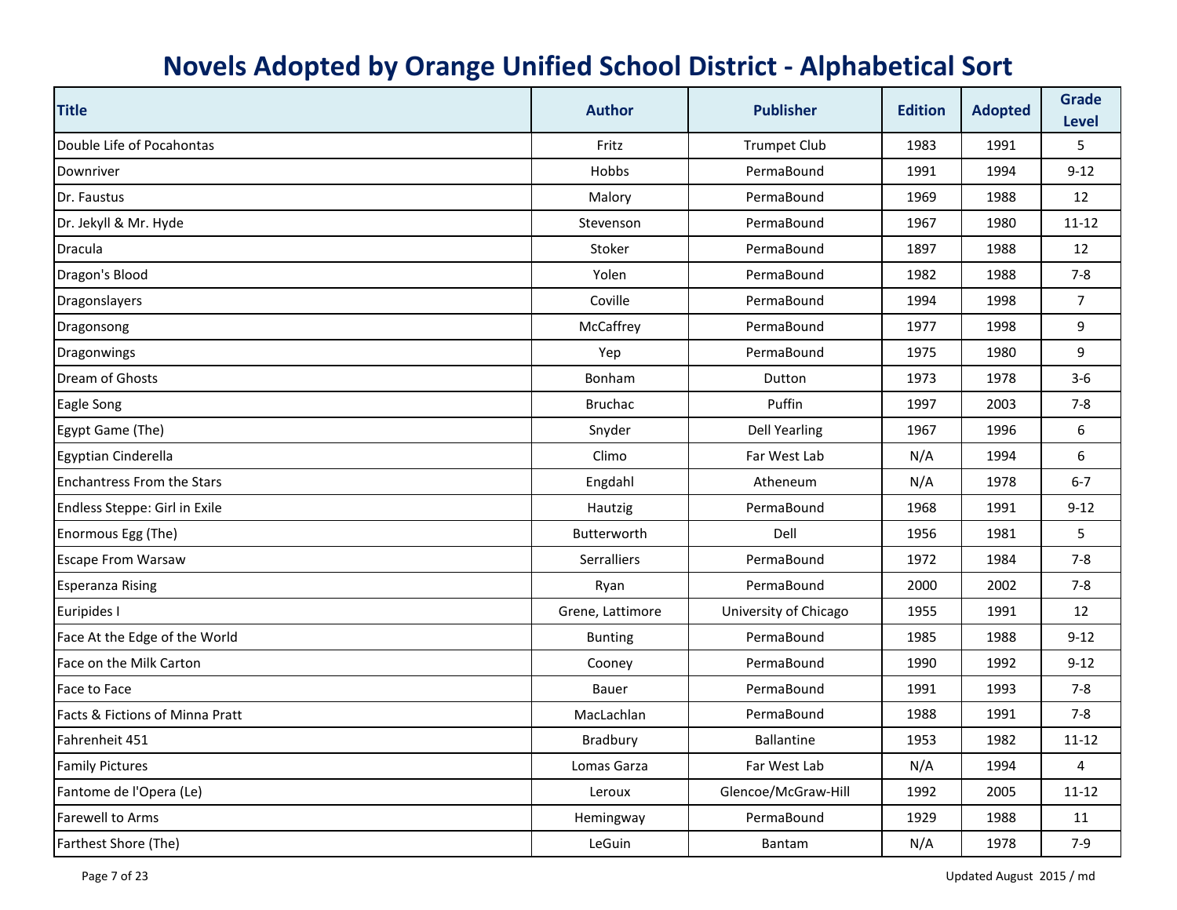# Novels Adopted by Orange Unified School District - Alphabetical Sort

| Title | Author | Publisher | Edition | Adopted | Grade Level |
|---|---|---|---|---|---|
| Double Life of Pocahontas | Fritz | Trumpet Club | 1983 | 1991 | 5 |
| Downriver | Hobbs | PermaBound | 1991 | 1994 | 9-12 |
| Dr. Faustus | Malory | PermaBound | 1969 | 1988 | 12 |
| Dr. Jekyll & Mr. Hyde | Stevenson | PermaBound | 1967 | 1980 | 11-12 |
| Dracula | Stoker | PermaBound | 1897 | 1988 | 12 |
| Dragon's Blood | Yolen | PermaBound | 1982 | 1988 | 7-8 |
| Dragonslayers | Coville | PermaBound | 1994 | 1998 | 7 |
| Dragonsong | McCaffrey | PermaBound | 1977 | 1998 | 9 |
| Dragonwings | Yep | PermaBound | 1975 | 1980 | 9 |
| Dream of Ghosts | Bonham | Dutton | 1973 | 1978 | 3-6 |
| Eagle Song | Bruchac | Puffin | 1997 | 2003 | 7-8 |
| Egypt Game (The) | Snyder | Dell Yearling | 1967 | 1996 | 6 |
| Egyptian Cinderella | Climo | Far West Lab | N/A | 1994 | 6 |
| Enchantress From the Stars | Engdahl | Atheneum | N/A | 1978 | 6-7 |
| Endless Steppe: Girl in Exile | Hautzig | PermaBound | 1968 | 1991 | 9-12 |
| Enormous Egg (The) | Butterworth | Dell | 1956 | 1981 | 5 |
| Escape From Warsaw | Serralliers | PermaBound | 1972 | 1984 | 7-8 |
| Esperanza Rising | Ryan | PermaBound | 2000 | 2002 | 7-8 |
| Euripides I | Grene, Lattimore | University of Chicago | 1955 | 1991 | 12 |
| Face At the Edge of the World | Bunting | PermaBound | 1985 | 1988 | 9-12 |
| Face on the Milk Carton | Cooney | PermaBound | 1990 | 1992 | 9-12 |
| Face to Face | Bauer | PermaBound | 1991 | 1993 | 7-8 |
| Facts & Fictions of Minna Pratt | MacLachlan | PermaBound | 1988 | 1991 | 7-8 |
| Fahrenheit 451 | Bradbury | Ballantine | 1953 | 1982 | 11-12 |
| Family Pictures | Lomas Garza | Far West Lab | N/A | 1994 | 4 |
| Fantome de l'Opera (Le) | Leroux | Glencoe/McGraw-Hill | 1992 | 2005 | 11-12 |
| Farewell to Arms | Hemingway | PermaBound | 1929 | 1988 | 11 |
| Farthest Shore (The) | LeGuin | Bantam | N/A | 1978 | 7-9 |

Updated August 2015 / md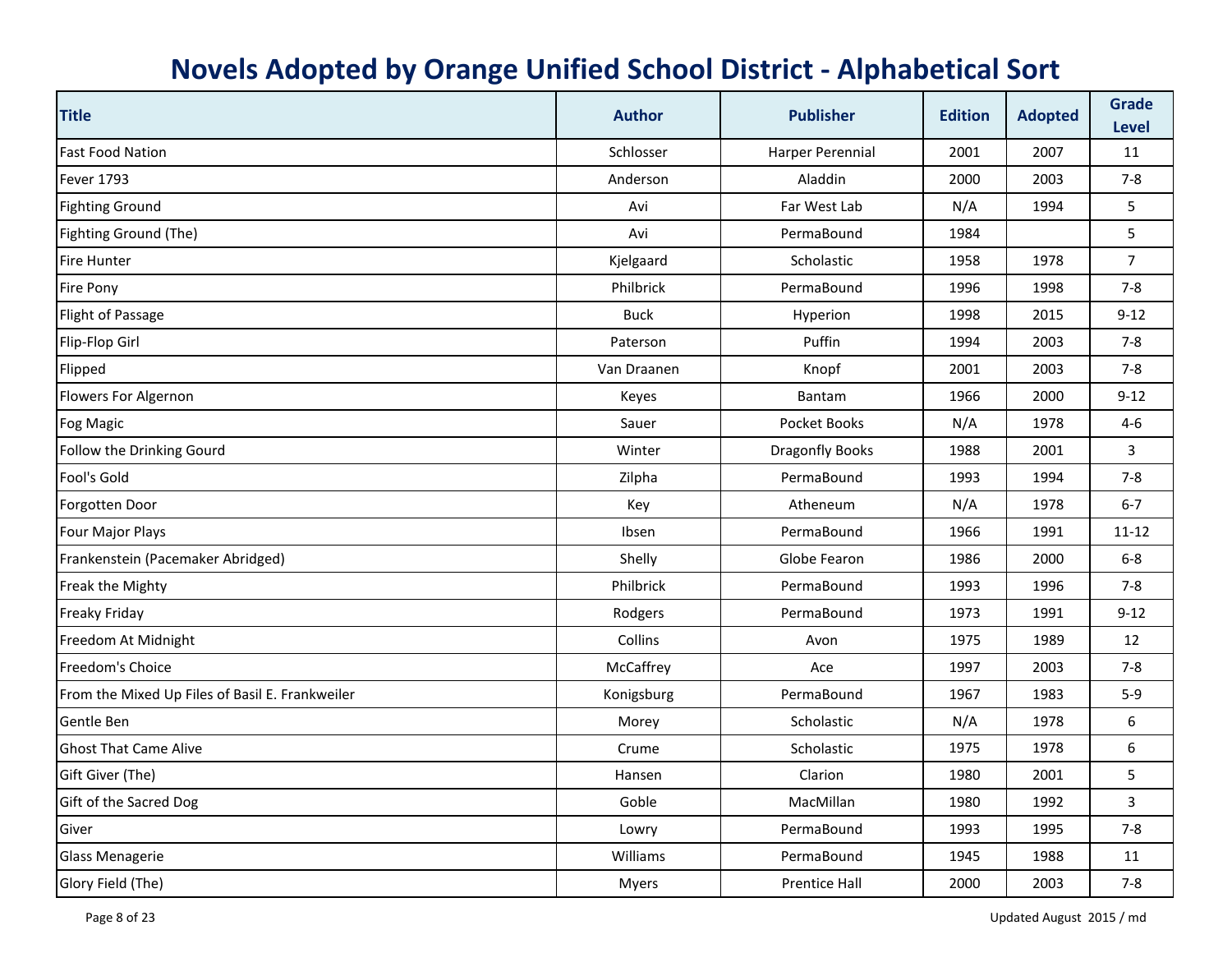# Novels Adopted by Orange Unified School District - Alphabetical Sort

| Title | Author | Publisher | Edition | Adopted | Grade Level |
|---|---|---|---|---|---|
| Fast Food Nation | Schlosser | Harper Perennial | 2001 | 2007 | 11 |
| Fever 1793 | Anderson | Aladdin | 2000 | 2003 | 7-8 |
| Fighting Ground | Avi | Far West Lab | N/A | 1994 | 5 |
| Fighting Ground (The) | Avi | PermaBound | 1984 | | 5 |
| Fire Hunter | Kjelgaard | Scholastic | 1958 | 1978 | 7 |
| Fire Pony | Philbrick | PermaBound | 1996 | 1998 | 7-8 |
| Flight of Passage | Buck | Hyperion | 1998 | 2015 | 9-12 |
| Flip-Flop Girl | Paterson | Puffin | 1994 | 2003 | 7-8 |
| Flipped | Van Draanen | Knopf | 2001 | 2003 | 7-8 |
| Flowers For Algernon | Keyes | Bantam | 1966 | 2000 | 9-12 |
| Fog Magic | Sauer | Pocket Books | N/A | 1978 | 4-6 |
| Follow the Drinking Gourd | Winter | Dragonfly Books | 1988 | 2001 | 3 |
| Fool's Gold | Zilpha | PermaBound | 1993 | 1994 | 7-8 |
| Forgotten Door | Key | Atheneum | N/A | 1978 | 6-7 |
| Four Major Plays | Ibsen | PermaBound | 1966 | 1991 | 11-12 |
| Frankenstein (Pacemaker Abridged) | Shelly | Globe Fearon | 1986 | 2000 | 6-8 |
| Freak the Mighty | Philbrick | PermaBound | 1993 | 1996 | 7-8 |
| Freaky Friday | Rodgers | PermaBound | 1973 | 1991 | 9-12 |
| Freedom At Midnight | Collins | Avon | 1975 | 1989 | 12 |
| Freedom's Choice | McCaffrey | Ace | 1997 | 2003 | 7-8 |
| From the Mixed Up Files of Basil E. Frankweiler | Konigsburg | PermaBound | 1967 | 1983 | 5-9 |
| Gentle Ben | Morey | Scholastic | N/A | 1978 | 6 |
| Ghost That Came Alive | Crume | Scholastic | 1975 | 1978 | 6 |
| Gift Giver (The) | Hansen | Clarion | 1980 | 2001 | 5 |
| Gift of the Sacred Dog | Goble | MacMillan | 1980 | 1992 | 3 |
| Giver | Lowry | PermaBound | 1993 | 1995 | 7-8 |
| Glass Menagerie | Williams | PermaBound | 1945 | 1988 | 11 |
| Glory Field (The) | Myers | Prentice Hall | 2000 | 2003 | 7-8 |

Updated August 2015 / md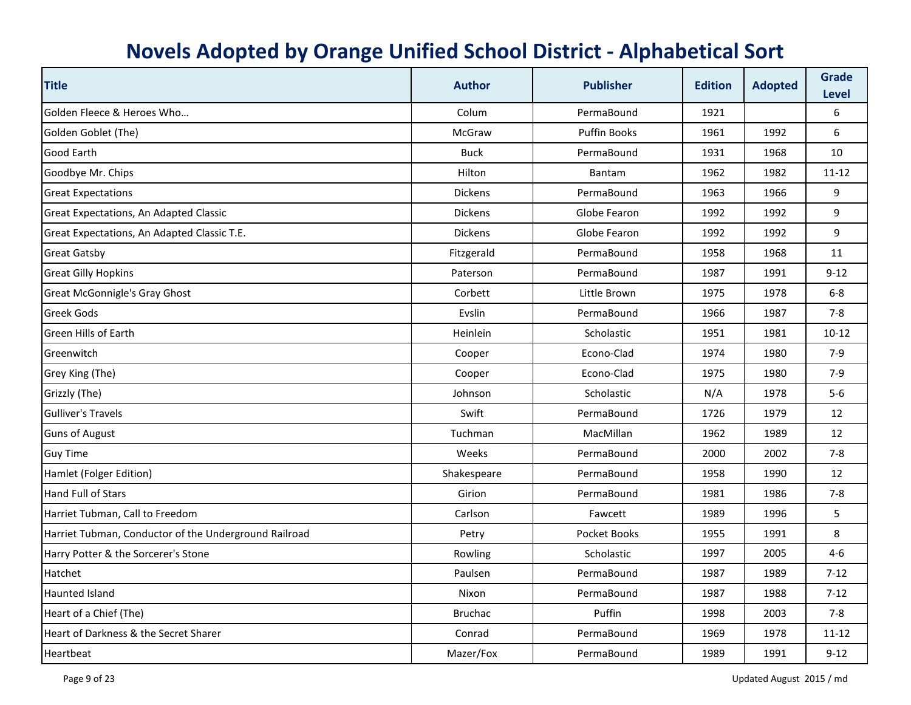# Novels Adopted by Orange Unified School District - Alphabetical Sort

| Title | Author | Publisher | Edition | Adopted | Grade Level |
|---|---|---|---|---|---|
| Golden Fleece & Heroes Who… | Colum | PermaBound | 1921 | | 6 |
| Golden Goblet (The) | McGraw | Puffin Books | 1961 | 1992 | 6 |
| Good Earth | Buck | PermaBound | 1931 | 1968 | 10 |
| Goodbye Mr. Chips | Hilton | Bantam | 1962 | 1982 | 11-12 |
| Great Expectations | Dickens | PermaBound | 1963 | 1966 | 9 |
| Great Expectations, An Adapted Classic | Dickens | Globe Fearon | 1992 | 1992 | 9 |
| Great Expectations, An Adapted Classic T.E. | Dickens | Globe Fearon | 1992 | 1992 | 9 |
| Great Gatsby | Fitzgerald | PermaBound | 1958 | 1968 | 11 |
| Great Gilly Hopkins | Paterson | PermaBound | 1987 | 1991 | 9-12 |
| Great McGonnigle's Gray Ghost | Corbett | Little Brown | 1975 | 1978 | 6-8 |
| Greek Gods | Evslin | PermaBound | 1966 | 1987 | 7-8 |
| Green Hills of Earth | Heinlein | Scholastic | 1951 | 1981 | 10-12 |
| Greenwitch | Cooper | Econo-Clad | 1974 | 1980 | 7-9 |
| Grey King (The) | Cooper | Econo-Clad | 1975 | 1980 | 7-9 |
| Grizzly (The) | Johnson | Scholastic | N/A | 1978 | 5-6 |
| Gulliver's Travels | Swift | PermaBound | 1726 | 1979 | 12 |
| Guns of August | Tuchman | MacMillan | 1962 | 1989 | 12 |
| Guy Time | Weeks | PermaBound | 2000 | 2002 | 7-8 |
| Hamlet (Folger Edition) | Shakespeare | PermaBound | 1958 | 1990 | 12 |
| Hand Full of Stars | Girion | PermaBound | 1981 | 1986 | 7-8 |
| Harriet Tubman, Call to Freedom | Carlson | Fawcett | 1989 | 1996 | 5 |
| Harriet Tubman, Conductor of the Underground Railroad | Petry | Pocket Books | 1955 | 1991 | 8 |
| Harry Potter & the Sorcerer's Stone | Rowling | Scholastic | 1997 | 2005 | 4-6 |
| Hatchet | Paulsen | PermaBound | 1987 | 1989 | 7-12 |
| Haunted Island | Nixon | PermaBound | 1987 | 1988 | 7-12 |
| Heart of a Chief (The) | Bruchac | Puffin | 1998 | 2003 | 7-8 |
| Heart of Darkness & the Secret Sharer | Conrad | PermaBound | 1969 | 1978 | 11-12 |
| Heartbeat | Mazer/Fox | PermaBound | 1989 | 1991 | 9-12 |

Updated August 2015 / md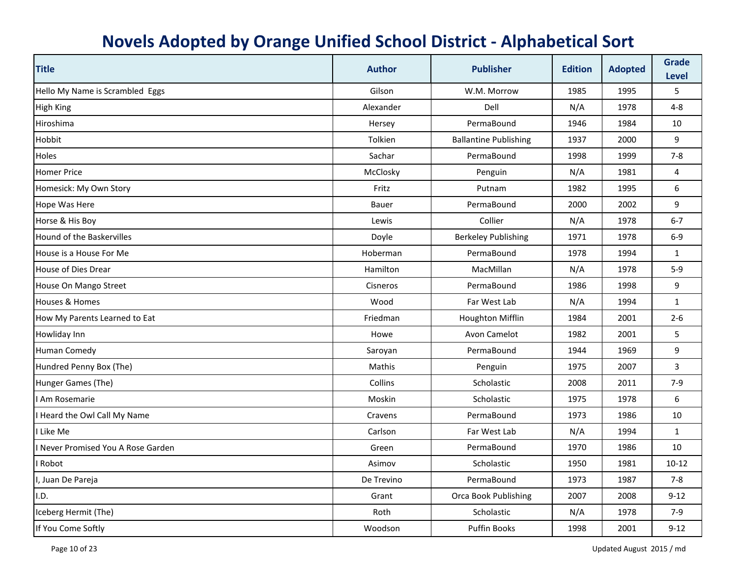# Novels Adopted by Orange Unified School District - Alphabetical Sort

| Title | Author | Publisher | Edition | Adopted | Grade Level |
|---|---|---|---|---|---|
| Hello My Name is Scrambled  Eggs | Gilson | W.M. Morrow | 1985 | 1995 | 5 |
| High King | Alexander | Dell | N/A | 1978 | 4-8 |
| Hiroshima | Hersey | PermaBound | 1946 | 1984 | 10 |
| Hobbit | Tolkien | Ballantine Publishing | 1937 | 2000 | 9 |
| Holes | Sachar | PermaBound | 1998 | 1999 | 7-8 |
| Homer Price | McClosky | Penguin | N/A | 1981 | 4 |
| Homesick: My Own Story | Fritz | Putnam | 1982 | 1995 | 6 |
| Hope Was Here | Bauer | PermaBound | 2000 | 2002 | 9 |
| Horse & His Boy | Lewis | Collier | N/A | 1978 | 6-7 |
| Hound of the Baskervilles | Doyle | Berkeley Publishing | 1971 | 1978 | 6-9 |
| House is a House For Me | Hoberman | PermaBound | 1978 | 1994 | 1 |
| House of Dies Drear | Hamilton | MacMillan | N/A | 1978 | 5-9 |
| House On Mango Street | Cisneros | PermaBound | 1986 | 1998 | 9 |
| Houses & Homes | Wood | Far West Lab | N/A | 1994 | 1 |
| How My Parents Learned to Eat | Friedman | Houghton Mifflin | 1984 | 2001 | 2-6 |
| Howliday Inn | Howe | Avon Camelot | 1982 | 2001 | 5 |
| Human Comedy | Saroyan | PermaBound | 1944 | 1969 | 9 |
| Hundred Penny Box (The) | Mathis | Penguin | 1975 | 2007 | 3 |
| Hunger Games (The) | Collins | Scholastic | 2008 | 2011 | 7-9 |
| I Am Rosemarie | Moskin | Scholastic | 1975 | 1978 | 6 |
| I Heard the Owl Call My Name | Cravens | PermaBound | 1973 | 1986 | 10 |
| I Like Me | Carlson | Far West Lab | N/A | 1994 | 1 |
| I Never Promised You A Rose Garden | Green | PermaBound | 1970 | 1986 | 10 |
| I Robot | Asimov | Scholastic | 1950 | 1981 | 10-12 |
| I, Juan De Pareja | De Trevino | PermaBound | 1973 | 1987 | 7-8 |
| I.D. | Grant | Orca Book Publishing | 2007 | 2008 | 9-12 |
| Iceberg Hermit (The) | Roth | Scholastic | N/A | 1978 | 7-9 |
| If You Come Softly | Woodson | Puffin Books | 1998 | 2001 | 9-12 |

Updated August  2015 / md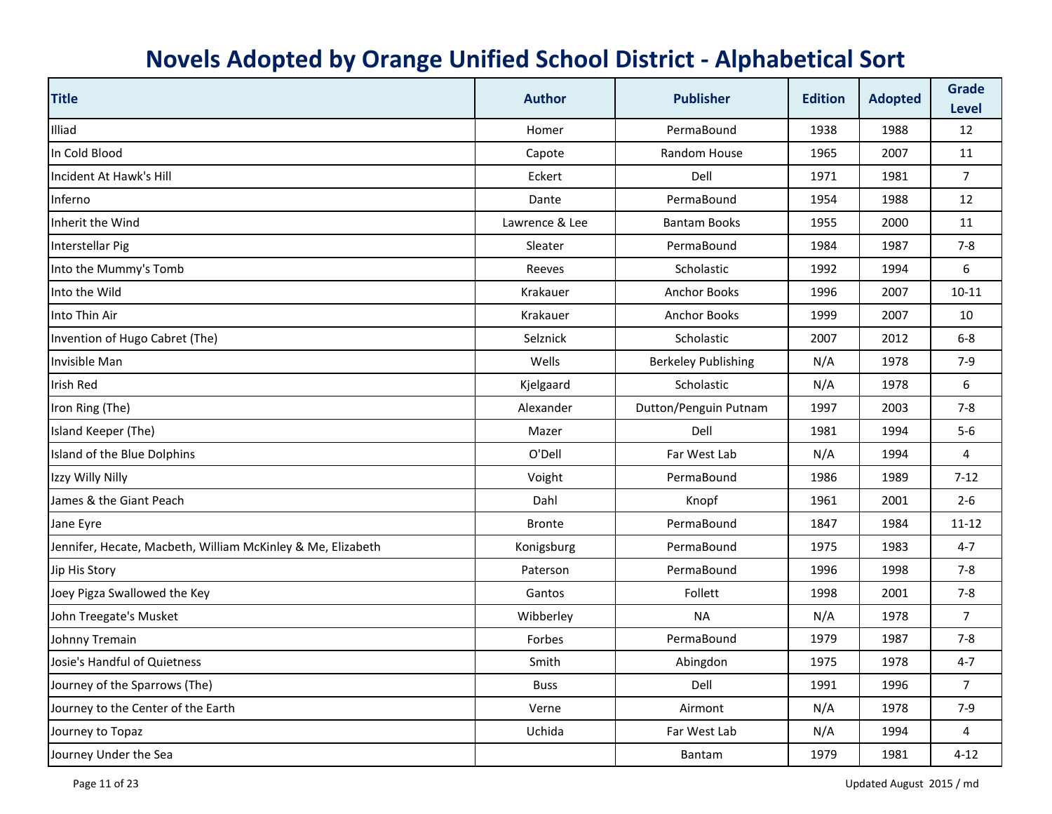# Novels Adopted by Orange Unified School District - Alphabetical Sort

| Title | Author | Publisher | Edition | Adopted | Grade Level |
|---|---|---|---|---|---|
| Illiad | Homer | PermaBound | 1938 | 1988 | 12 |
| In Cold Blood | Capote | Random House | 1965 | 2007 | 11 |
| Incident At Hawk's Hill | Eckert | Dell | 1971 | 1981 | 7 |
| Inferno | Dante | PermaBound | 1954 | 1988 | 12 |
| Inherit the Wind | Lawrence & Lee | Bantam Books | 1955 | 2000 | 11 |
| Interstellar Pig | Sleater | PermaBound | 1984 | 1987 | 7-8 |
| Into the Mummy's Tomb | Reeves | Scholastic | 1992 | 1994 | 6 |
| Into the Wild | Krakauer | Anchor Books | 1996 | 2007 | 10-11 |
| Into Thin Air | Krakauer | Anchor Books | 1999 | 2007 | 10 |
| Invention of Hugo Cabret (The) | Selznick | Scholastic | 2007 | 2012 | 6-8 |
| Invisible Man | Wells | Berkeley Publishing | N/A | 1978 | 7-9 |
| Irish Red | Kjelgaard | Scholastic | N/A | 1978 | 6 |
| Iron Ring (The) | Alexander | Dutton/Penguin Putnam | 1997 | 2003 | 7-8 |
| Island Keeper (The) | Mazer | Dell | 1981 | 1994 | 5-6 |
| Island of the Blue Dolphins | O'Dell | Far West Lab | N/A | 1994 | 4 |
| Izzy Willy Nilly | Voight | PermaBound | 1986 | 1989 | 7-12 |
| James & the Giant Peach | Dahl | Knopf | 1961 | 2001 | 2-6 |
| Jane Eyre | Bronte | PermaBound | 1847 | 1984 | 11-12 |
| Jennifer, Hecate, Macbeth, William McKinley & Me, Elizabeth | Konigsburg | PermaBound | 1975 | 1983 | 4-7 |
| Jip His Story | Paterson | PermaBound | 1996 | 1998 | 7-8 |
| Joey Pigza Swallowed the Key | Gantos | Follett | 1998 | 2001 | 7-8 |
| John Treegate's Musket | Wibberley | NA | N/A | 1978 | 7 |
| Johnny Tremain | Forbes | PermaBound | 1979 | 1987 | 7-8 |
| Josie's Handful of Quietness | Smith | Abingdon | 1975 | 1978 | 4-7 |
| Journey of the Sparrows (The) | Buss | Dell | 1991 | 1996 | 7 |
| Journey to the Center of the Earth | Verne | Airmont | N/A | 1978 | 7-9 |
| Journey to Topaz | Uchida | Far West Lab | N/A | 1994 | 4 |
| Journey Under the Sea | | Bantam | 1979 | 1981 | 4-12 |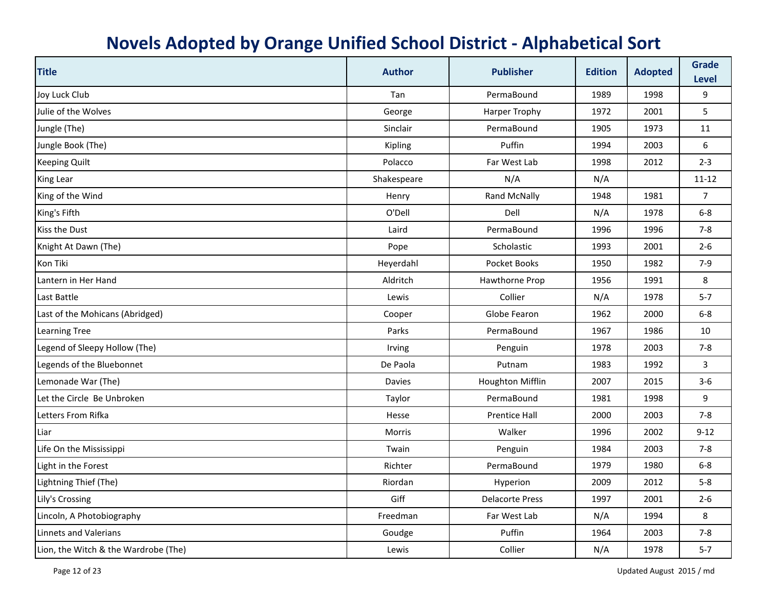# Novels Adopted by Orange Unified School District - Alphabetical Sort

| Title | Author | Publisher | Edition | Adopted | Grade Level |
|---|---|---|---|---|---|
| Joy Luck Club | Tan | PermaBound | 1989 | 1998 | 9 |
| Julie of the Wolves | George | Harper Trophy | 1972 | 2001 | 5 |
| Jungle (The) | Sinclair | PermaBound | 1905 | 1973 | 11 |
| Jungle Book (The) | Kipling | Puffin | 1994 | 2003 | 6 |
| Keeping Quilt | Polacco | Far West Lab | 1998 | 2012 | 2-3 |
| King Lear | Shakespeare | N/A | N/A | | 11-12 |
| King of the Wind | Henry | Rand McNally | 1948 | 1981 | 7 |
| King's Fifth | O'Dell | Dell | N/A | 1978 | 6-8 |
| Kiss the Dust | Laird | PermaBound | 1996 | 1996 | 7-8 |
| Knight At Dawn (The) | Pope | Scholastic | 1993 | 2001 | 2-6 |
| Kon Tiki | Heyerdahl | Pocket Books | 1950 | 1982 | 7-9 |
| Lantern in Her Hand | Aldritch | Hawthorne Prop | 1956 | 1991 | 8 |
| Last Battle | Lewis | Collier | N/A | 1978 | 5-7 |
| Last of the Mohicans (Abridged) | Cooper | Globe Fearon | 1962 | 2000 | 6-8 |
| Learning Tree | Parks | PermaBound | 1967 | 1986 | 10 |
| Legend of Sleepy Hollow (The) | Irving | Penguin | 1978 | 2003 | 7-8 |
| Legends of the Bluebonnet | De Paola | Putnam | 1983 | 1992 | 3 |
| Lemonade War (The) | Davies | Houghton Mifflin | 2007 | 2015 | 3-6 |
| Let the Circle  Be Unbroken | Taylor | PermaBound | 1981 | 1998 | 9 |
| Letters From Rifka | Hesse | Prentice Hall | 2000 | 2003 | 7-8 |
| Liar | Morris | Walker | 1996 | 2002 | 9-12 |
| Life On the Mississippi | Twain | Penguin | 1984 | 2003 | 7-8 |
| Light in the Forest | Richter | PermaBound | 1979 | 1980 | 6-8 |
| Lightning Thief (The) | Riordan | Hyperion | 2009 | 2012 | 5-8 |
| Lily's Crossing | Giff | Delacorte Press | 1997 | 2001 | 2-6 |
| Lincoln, A Photobiography | Freedman | Far West Lab | N/A | 1994 | 8 |
| Linnets and Valerians | Goudge | Puffin | 1964 | 2003 | 7-8 |
| Lion, the Witch & the Wardrobe (The) | Lewis | Collier | N/A | 1978 | 5-7 |

Updated August 2015 / md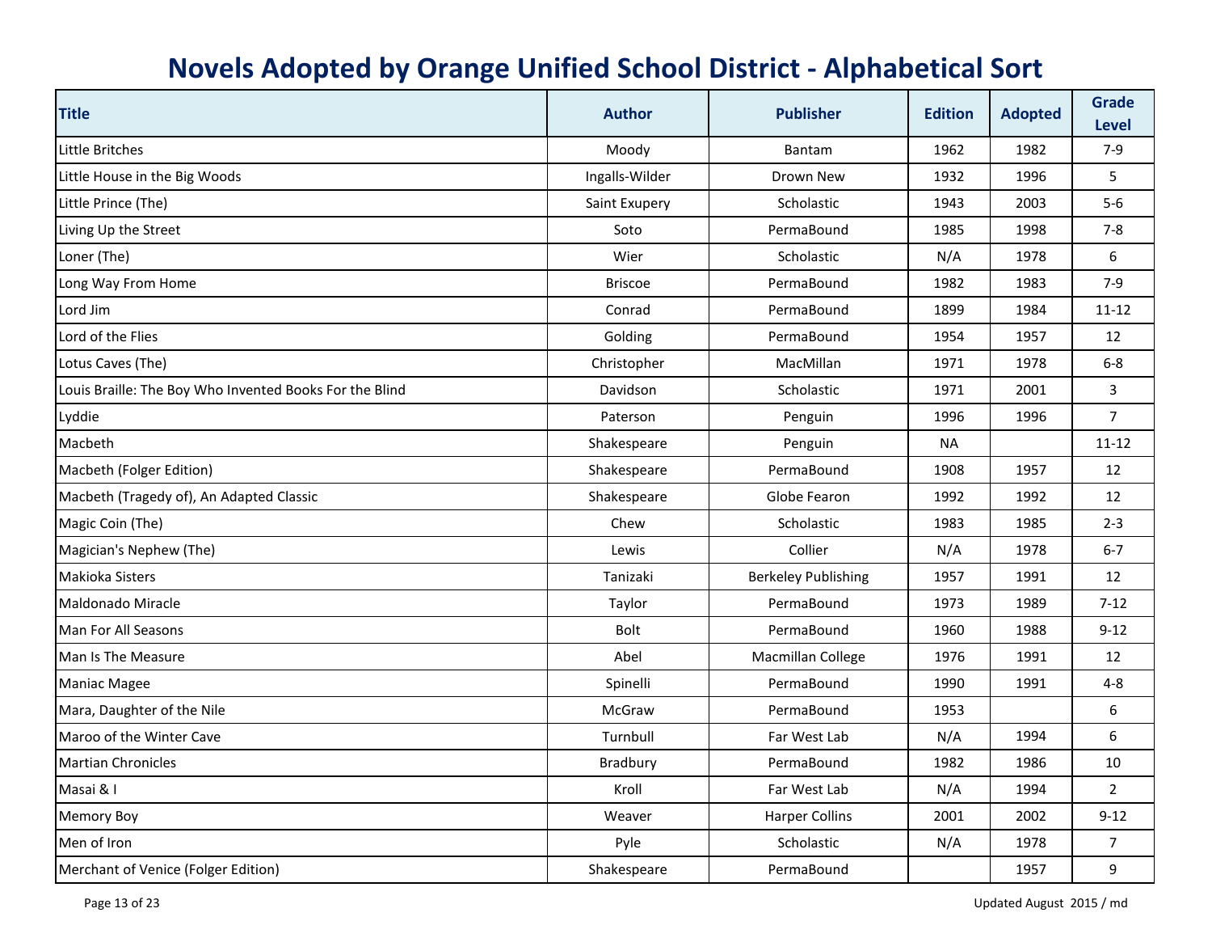# Novels Adopted by Orange Unified School District - Alphabetical Sort

| Title | Author | Publisher | Edition | Adopted | Grade Level |
|---|---|---|---|---|---|
| Little Britches | Moody | Bantam | 1962 | 1982 | 7-9 |
| Little House in the Big Woods | Ingalls-Wilder | Drown New | 1932 | 1996 | 5 |
| Little Prince (The) | Saint Exupery | Scholastic | 1943 | 2003 | 5-6 |
| Living Up the Street | Soto | PermaBound | 1985 | 1998 | 7-8 |
| Loner (The) | Wier | Scholastic | N/A | 1978 | 6 |
| Long Way From Home | Briscoe | PermaBound | 1982 | 1983 | 7-9 |
| Lord Jim | Conrad | PermaBound | 1899 | 1984 | 11-12 |
| Lord of the Flies | Golding | PermaBound | 1954 | 1957 | 12 |
| Lotus Caves (The) | Christopher | MacMillan | 1971 | 1978 | 6-8 |
| Louis Braille: The Boy Who Invented Books For the Blind | Davidson | Scholastic | 1971 | 2001 | 3 |
| Lyddie | Paterson | Penguin | 1996 | 1996 | 7 |
| Macbeth | Shakespeare | Penguin | NA | | 11-12 |
| Macbeth (Folger Edition) | Shakespeare | PermaBound | 1908 | 1957 | 12 |
| Macbeth (Tragedy of), An Adapted Classic | Shakespeare | Globe Fearon | 1992 | 1992 | 12 |
| Magic Coin (The) | Chew | Scholastic | 1983 | 1985 | 2-3 |
| Magician's Nephew (The) | Lewis | Collier | N/A | 1978 | 6-7 |
| Makioka Sisters | Tanizaki | Berkeley Publishing | 1957 | 1991 | 12 |
| Maldonado Miracle | Taylor | PermaBound | 1973 | 1989 | 7-12 |
| Man For All Seasons | Bolt | PermaBound | 1960 | 1988 | 9-12 |
| Man Is The Measure | Abel | Macmillan College | 1976 | 1991 | 12 |
| Maniac Magee | Spinelli | PermaBound | 1990 | 1991 | 4-8 |
| Mara, Daughter of the Nile | McGraw | PermaBound | 1953 | | 6 |
| Maroo of the Winter Cave | Turnbull | Far West Lab | N/A | 1994 | 6 |
| Martian Chronicles | Bradbury | PermaBound | 1982 | 1986 | 10 |
| Masai & I | Kroll | Far West Lab | N/A | 1994 | 2 |
| Memory Boy | Weaver | Harper Collins | 2001 | 2002 | 9-12 |
| Men of Iron | Pyle | Scholastic | N/A | 1978 | 7 |
| Merchant of Venice (Folger Edition) | Shakespeare | PermaBound | | 1957 | 9 |

Updated August 2015 / md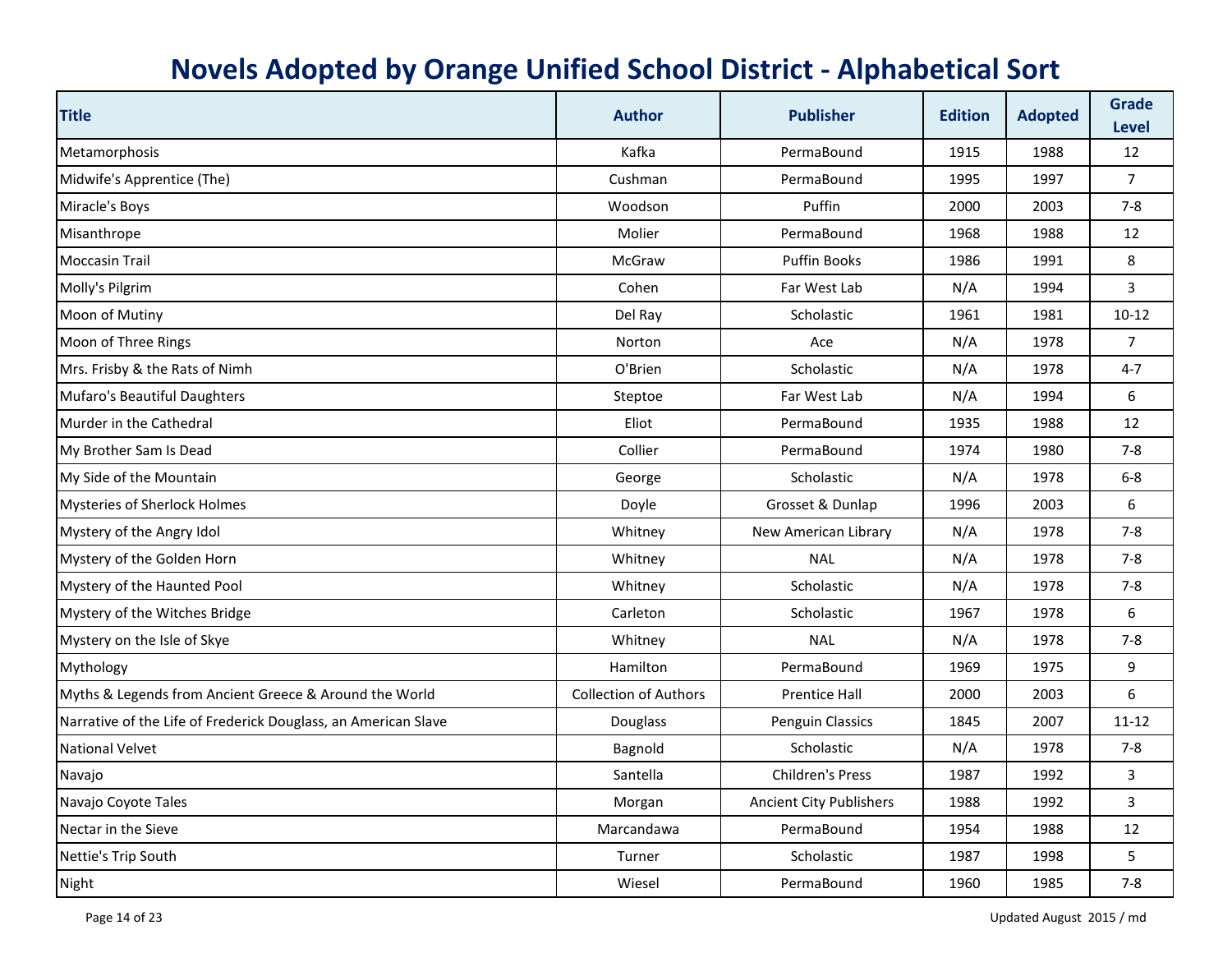# Novels Adopted by Orange Unified School District - Alphabetical Sort

| Title | Author | Publisher | Edition | Adopted | Grade Level |
|---|---|---|---|---|---|
| Metamorphosis | Kafka | PermaBound | 1915 | 1988 | 12 |
| Midwife's Apprentice (The) | Cushman | PermaBound | 1995 | 1997 | 7 |
| Miracle's Boys | Woodson | Puffin | 2000 | 2003 | 7-8 |
| Misanthrope | Molier | PermaBound | 1968 | 1988 | 12 |
| Moccasin Trail | McGraw | Puffin Books | 1986 | 1991 | 8 |
| Molly's Pilgrim | Cohen | Far West Lab | N/A | 1994 | 3 |
| Moon of Mutiny | Del Ray | Scholastic | 1961 | 1981 | 10-12 |
| Moon of Three Rings | Norton | Ace | N/A | 1978 | 7 |
| Mrs. Frisby & the Rats of Nimh | O'Brien | Scholastic | N/A | 1978 | 4-7 |
| Mufaro's Beautiful Daughters | Steptoe | Far West Lab | N/A | 1994 | 6 |
| Murder in the Cathedral | Eliot | PermaBound | 1935 | 1988 | 12 |
| My Brother Sam Is Dead | Collier | PermaBound | 1974 | 1980 | 7-8 |
| My Side of the Mountain | George | Scholastic | N/A | 1978 | 6-8 |
| Mysteries of Sherlock Holmes | Doyle | Grosset & Dunlap | 1996 | 2003 | 6 |
| Mystery of the Angry Idol | Whitney | New American Library | N/A | 1978 | 7-8 |
| Mystery of the Golden Horn | Whitney | NAL | N/A | 1978 | 7-8 |
| Mystery of the Haunted Pool | Whitney | Scholastic | N/A | 1978 | 7-8 |
| Mystery of the Witches Bridge | Carleton | Scholastic | 1967 | 1978 | 6 |
| Mystery on the Isle of Skye | Whitney | NAL | N/A | 1978 | 7-8 |
| Mythology | Hamilton | PermaBound | 1969 | 1975 | 9 |
| Myths & Legends from Ancient Greece & Around the World | Collection of Authors | Prentice Hall | 2000 | 2003 | 6 |
| Narrative of the Life of Frederick Douglass, an American Slave | Douglass | Penguin Classics | 1845 | 2007 | 11-12 |
| National Velvet | Bagnold | Scholastic | N/A | 1978 | 7-8 |
| Navajo | Santella | Children's Press | 1987 | 1992 | 3 |
| Navajo Coyote Tales | Morgan | Ancient City Publishers | 1988 | 1992 | 3 |
| Nectar in the Sieve | Marcandawa | PermaBound | 1954 | 1988 | 12 |
| Nettie's Trip South | Turner | Scholastic | 1987 | 1998 | 5 |
| Night | Wiesel | PermaBound | 1960 | 1985 | 7-8 |

Updated August 2015 / md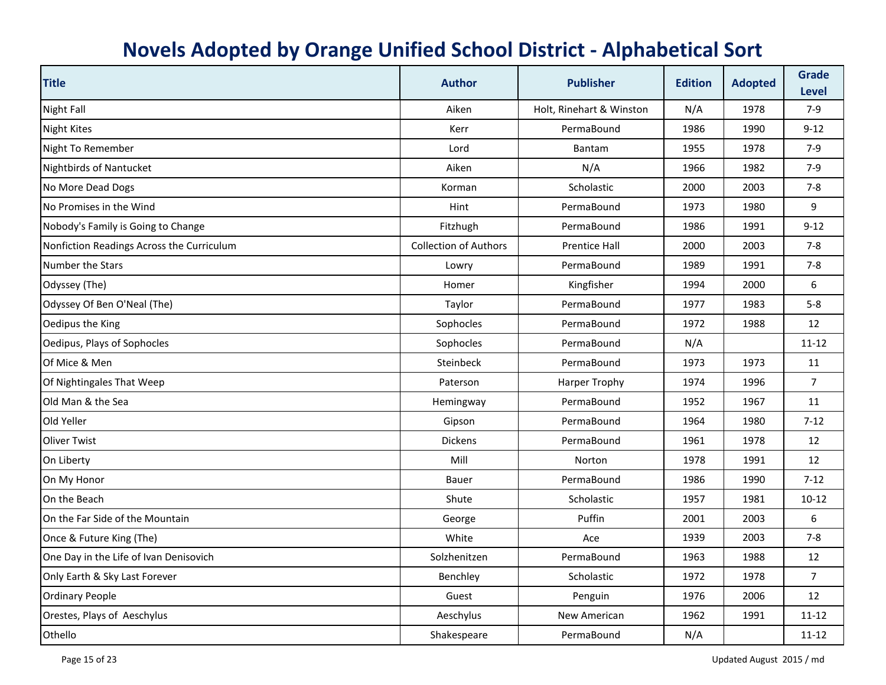# Novels Adopted by Orange Unified School District - Alphabetical Sort

| Title | Author | Publisher | Edition | Adopted | Grade Level |
|---|---|---|---|---|---|
| Night Fall | Aiken | Holt, Rinehart & Winston | N/A | 1978 | 7-9 |
| Night Kites | Kerr | PermaBound | 1986 | 1990 | 9-12 |
| Night To Remember | Lord | Bantam | 1955 | 1978 | 7-9 |
| Nightbirds of Nantucket | Aiken | N/A | 1966 | 1982 | 7-9 |
| No More Dead Dogs | Korman | Scholastic | 2000 | 2003 | 7-8 |
| No Promises in the Wind | Hint | PermaBound | 1973 | 1980 | 9 |
| Nobody's Family is Going to Change | Fitzhugh | PermaBound | 1986 | 1991 | 9-12 |
| Nonfiction Readings Across the Curriculum | Collection of Authors | Prentice Hall | 2000 | 2003 | 7-8 |
| Number the Stars | Lowry | PermaBound | 1989 | 1991 | 7-8 |
| Odyssey (The) | Homer | Kingfisher | 1994 | 2000 | 6 |
| Odyssey Of Ben O'Neal (The) | Taylor | PermaBound | 1977 | 1983 | 5-8 |
| Oedipus the King | Sophocles | PermaBound | 1972 | 1988 | 12 |
| Oedipus, Plays of Sophocles | Sophocles | PermaBound | N/A | | 11-12 |
| Of Mice & Men | Steinbeck | PermaBound | 1973 | 1973 | 11 |
| Of Nightingales That Weep | Paterson | Harper Trophy | 1974 | 1996 | 7 |
| Old Man & the Sea | Hemingway | PermaBound | 1952 | 1967 | 11 |
| Old Yeller | Gipson | PermaBound | 1964 | 1980 | 7-12 |
| Oliver Twist | Dickens | PermaBound | 1961 | 1978 | 12 |
| On Liberty | Mill | Norton | 1978 | 1991 | 12 |
| On My Honor | Bauer | PermaBound | 1986 | 1990 | 7-12 |
| On the Beach | Shute | Scholastic | 1957 | 1981 | 10-12 |
| On the Far Side of the Mountain | George | Puffin | 2001 | 2003 | 6 |
| Once & Future King (The) | White | Ace | 1939 | 2003 | 7-8 |
| One Day in the Life of Ivan Denisovich | Solzhenitzen | PermaBound | 1963 | 1988 | 12 |
| Only Earth & Sky Last Forever | Benchley | Scholastic | 1972 | 1978 | 7 |
| Ordinary People | Guest | Penguin | 1976 | 2006 | 12 |
| Orestes, Plays of Aeschylus | Aeschylus | New American | 1962 | 1991 | 11-12 |
| Othello | Shakespeare | PermaBound | N/A | | 11-12 |

Updated August 2015 / md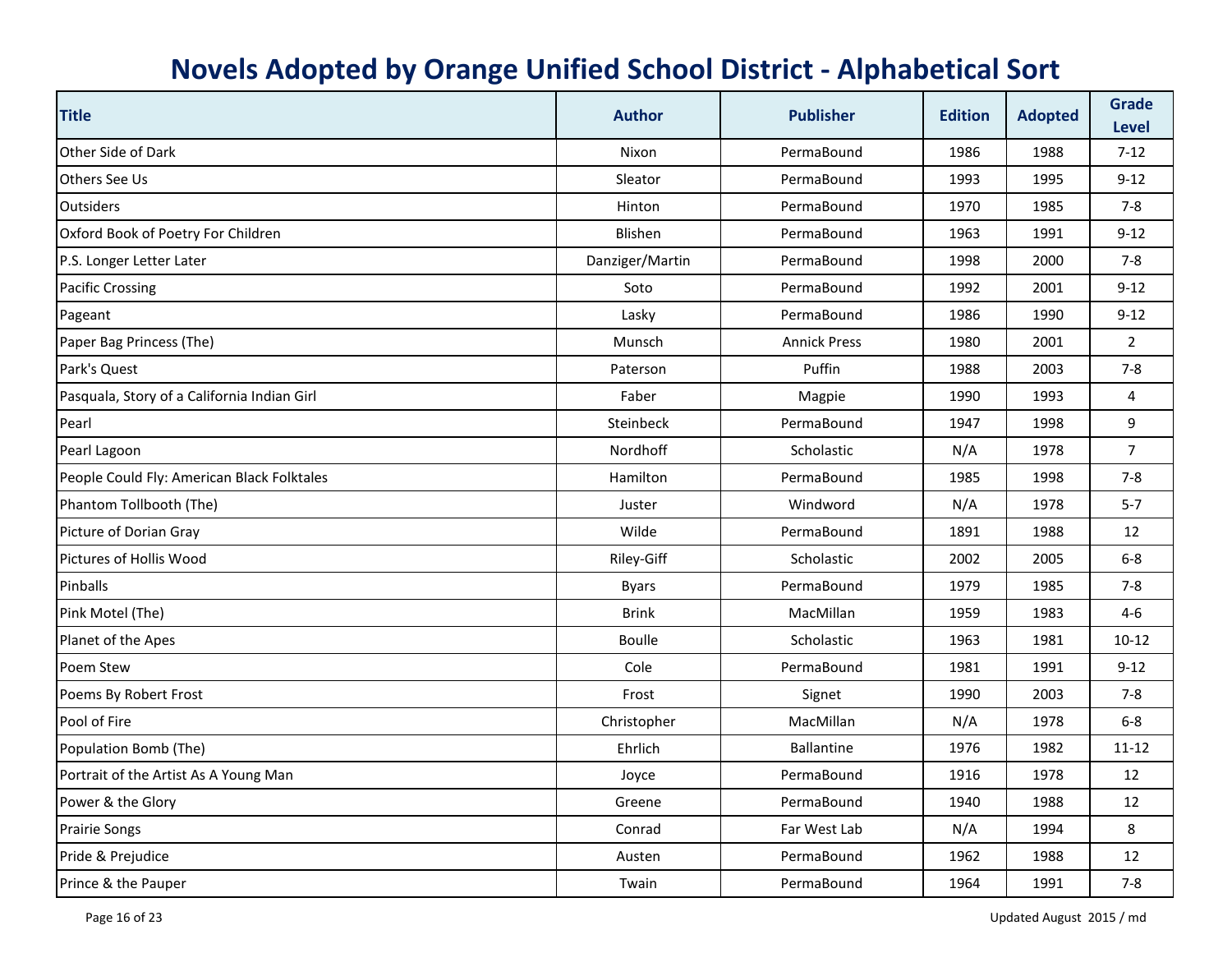# Novels Adopted by Orange Unified School District - Alphabetical Sort

| Title | Author | Publisher | Edition | Adopted | Grade Level |
|---|---|---|---|---|---|
| Other Side of Dark | Nixon | PermaBound | 1986 | 1988 | 7-12 |
| Others See Us | Sleator | PermaBound | 1993 | 1995 | 9-12 |
| Outsiders | Hinton | PermaBound | 1970 | 1985 | 7-8 |
| Oxford Book of Poetry For Children | Blishen | PermaBound | 1963 | 1991 | 9-12 |
| P.S. Longer Letter Later | Danziger/Martin | PermaBound | 1998 | 2000 | 7-8 |
| Pacific Crossing | Soto | PermaBound | 1992 | 2001 | 9-12 |
| Pageant | Lasky | PermaBound | 1986 | 1990 | 9-12 |
| Paper Bag Princess (The) | Munsch | Annick Press | 1980 | 2001 | 2 |
| Park's Quest | Paterson | Puffin | 1988 | 2003 | 7-8 |
| Pasquala, Story of a California Indian Girl | Faber | Magpie | 1990 | 1993 | 4 |
| Pearl | Steinbeck | PermaBound | 1947 | 1998 | 9 |
| Pearl Lagoon | Nordhoff | Scholastic | N/A | 1978 | 7 |
| People Could Fly: American Black Folktales | Hamilton | PermaBound | 1985 | 1998 | 7-8 |
| Phantom Tollbooth (The) | Juster | Windword | N/A | 1978 | 5-7 |
| Picture of Dorian Gray | Wilde | PermaBound | 1891 | 1988 | 12 |
| Pictures of Hollis Wood | Riley-Giff | Scholastic | 2002 | 2005 | 6-8 |
| Pinballs | Byars | PermaBound | 1979 | 1985 | 7-8 |
| Pink Motel (The) | Brink | MacMillan | 1959 | 1983 | 4-6 |
| Planet of the Apes | Boulle | Scholastic | 1963 | 1981 | 10-12 |
| Poem Stew | Cole | PermaBound | 1981 | 1991 | 9-12 |
| Poems By Robert Frost | Frost | Signet | 1990 | 2003 | 7-8 |
| Pool of Fire | Christopher | MacMillan | N/A | 1978 | 6-8 |
| Population Bomb (The) | Ehrlich | Ballantine | 1976 | 1982 | 11-12 |
| Portrait of the Artist As A Young Man | Joyce | PermaBound | 1916 | 1978 | 12 |
| Power & the Glory | Greene | PermaBound | 1940 | 1988 | 12 |
| Prairie Songs | Conrad | Far West Lab | N/A | 1994 | 8 |
| Pride & Prejudice | Austen | PermaBound | 1962 | 1988 | 12 |
| Prince & the Pauper | Twain | PermaBound | 1964 | 1991 | 7-8 |

Updated August 2015 / md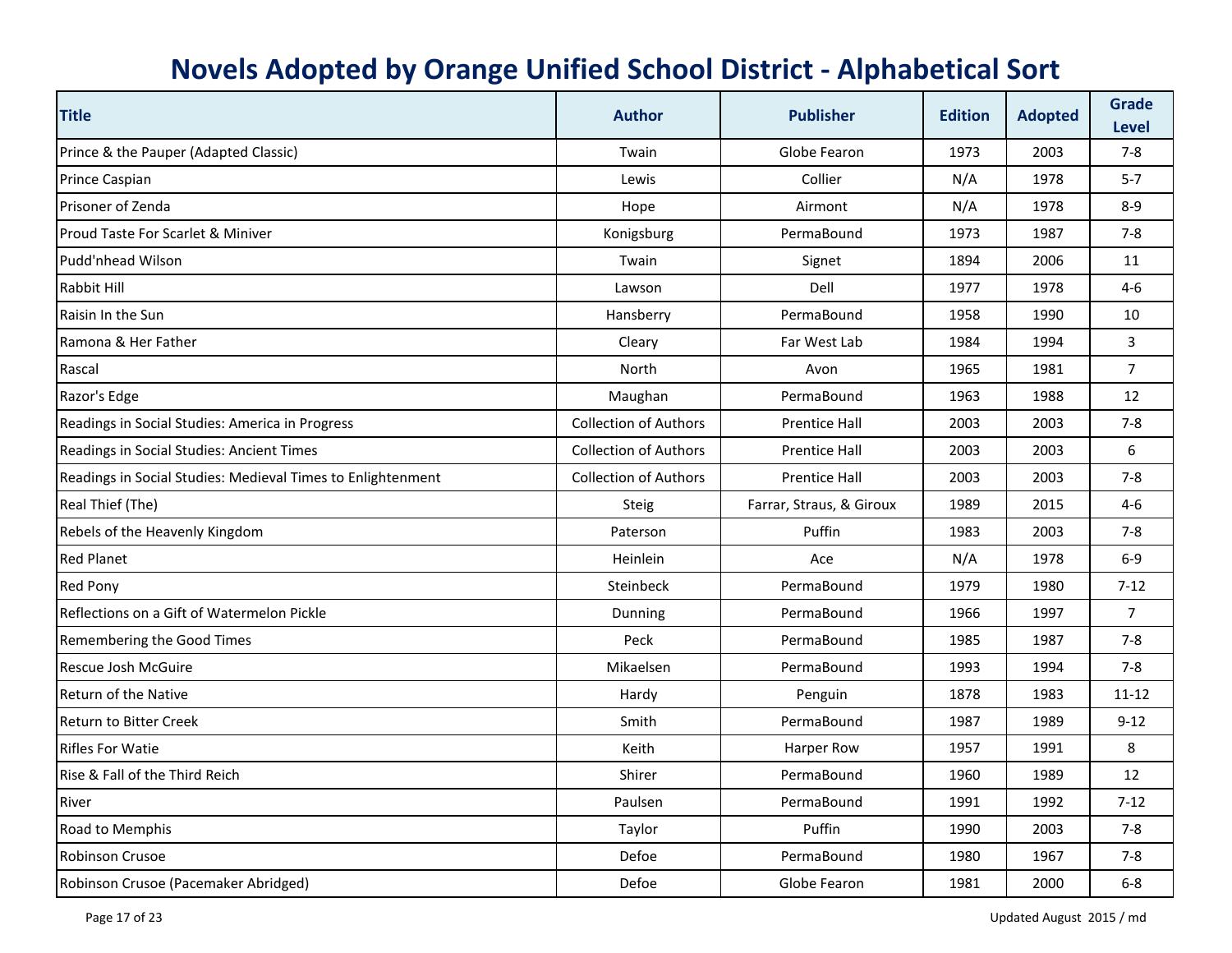# Novels Adopted by Orange Unified School District - Alphabetical Sort

| Title | Author | Publisher | Edition | Adopted | Grade Level |
|---|---|---|---|---|---|
| Prince & the Pauper (Adapted Classic) | Twain | Globe Fearon | 1973 | 2003 | 7-8 |
| Prince Caspian | Lewis | Collier | N/A | 1978 | 5-7 |
| Prisoner of Zenda | Hope | Airmont | N/A | 1978 | 8-9 |
| Proud Taste For Scarlet & Miniver | Konigsburg | PermaBound | 1973 | 1987 | 7-8 |
| Pudd'nhead Wilson | Twain | Signet | 1894 | 2006 | 11 |
| Rabbit Hill | Lawson | Dell | 1977 | 1978 | 4-6 |
| Raisin In the Sun | Hansberry | PermaBound | 1958 | 1990 | 10 |
| Ramona & Her Father | Cleary | Far West Lab | 1984 | 1994 | 3 |
| Rascal | North | Avon | 1965 | 1981 | 7 |
| Razor's Edge | Maughan | PermaBound | 1963 | 1988 | 12 |
| Readings in Social Studies: America in Progress | Collection of Authors | Prentice Hall | 2003 | 2003 | 7-8 |
| Readings in Social Studies: Ancient Times | Collection of Authors | Prentice Hall | 2003 | 2003 | 6 |
| Readings in Social Studies: Medieval Times to Enlightenment | Collection of Authors | Prentice Hall | 2003 | 2003 | 7-8 |
| Real Thief (The) | Steig | Farrar, Straus, & Giroux | 1989 | 2015 | 4-6 |
| Rebels of the Heavenly Kingdom | Paterson | Puffin | 1983 | 2003 | 7-8 |
| Red Planet | Heinlein | Ace | N/A | 1978 | 6-9 |
| Red Pony | Steinbeck | PermaBound | 1979 | 1980 | 7-12 |
| Reflections on a Gift of Watermelon Pickle | Dunning | PermaBound | 1966 | 1997 | 7 |
| Remembering the Good Times | Peck | PermaBound | 1985 | 1987 | 7-8 |
| Rescue Josh McGuire | Mikaelsen | PermaBound | 1993 | 1994 | 7-8 |
| Return of the Native | Hardy | Penguin | 1878 | 1983 | 11-12 |
| Return to Bitter Creek | Smith | PermaBound | 1987 | 1989 | 9-12 |
| Rifles For Watie | Keith | Harper Row | 1957 | 1991 | 8 |
| Rise & Fall of the Third Reich | Shirer | PermaBound | 1960 | 1989 | 12 |
| River | Paulsen | PermaBound | 1991 | 1992 | 7-12 |
| Road to Memphis | Taylor | Puffin | 1990 | 2003 | 7-8 |
| Robinson Crusoe | Defoe | PermaBound | 1980 | 1967 | 7-8 |
| Robinson Crusoe (Pacemaker Abridged) | Defoe | Globe Fearon | 1981 | 2000 | 6-8 |

Updated August 2015 / md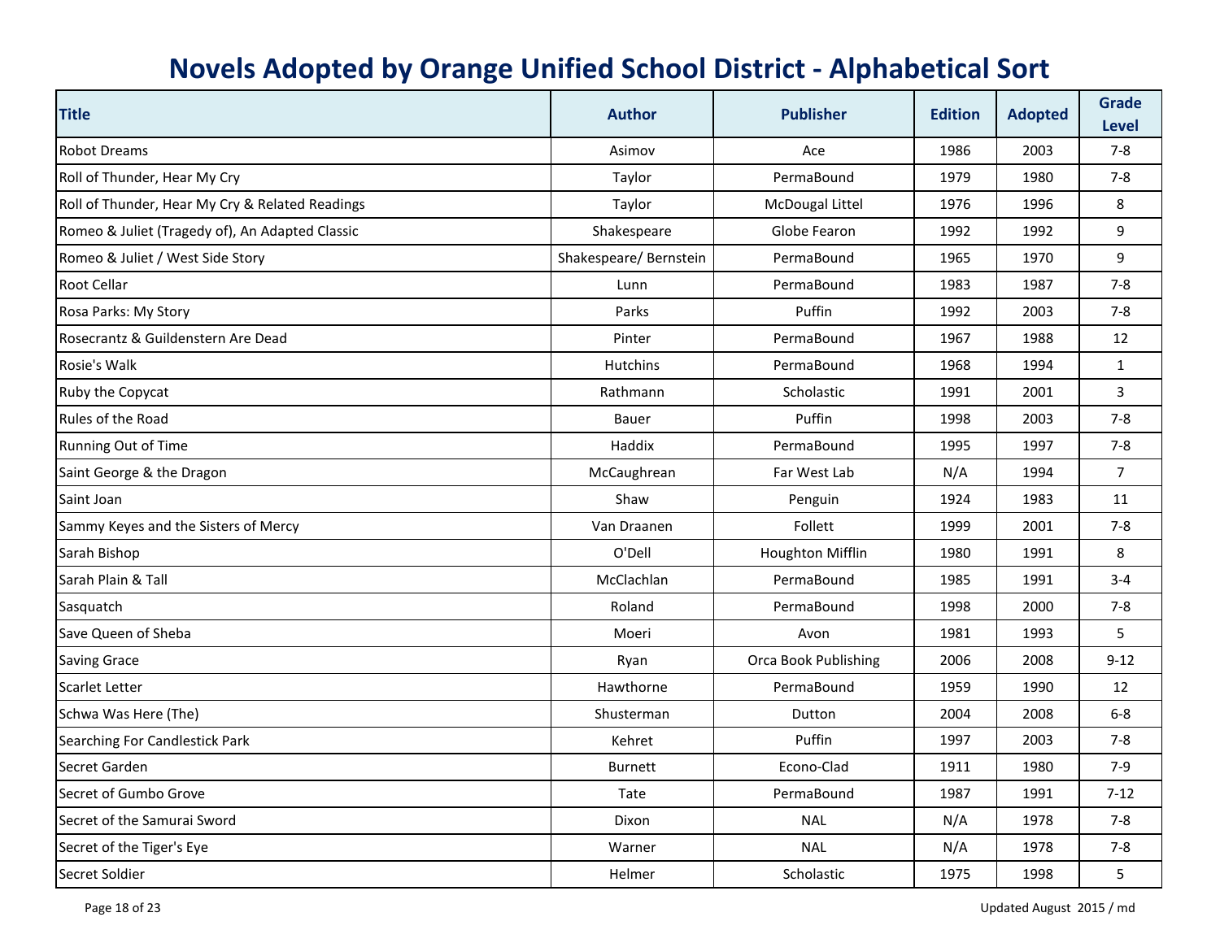# Novels Adopted by Orange Unified School District - Alphabetical Sort

| Title | Author | Publisher | Edition | Adopted | Grade Level |
|---|---|---|---|---|---|
| Robot Dreams | Asimov | Ace | 1986 | 2003 | 7-8 |
| Roll of Thunder, Hear My Cry | Taylor | PermaBound | 1979 | 1980 | 7-8 |
| Roll of Thunder, Hear My Cry & Related Readings | Taylor | McDougal Littel | 1976 | 1996 | 8 |
| Romeo & Juliet (Tragedy of), An Adapted Classic | Shakespeare | Globe Fearon | 1992 | 1992 | 9 |
| Romeo & Juliet / West Side Story | Shakespeare/ Bernstein | PermaBound | 1965 | 1970 | 9 |
| Root Cellar | Lunn | PermaBound | 1983 | 1987 | 7-8 |
| Rosa Parks: My Story | Parks | Puffin | 1992 | 2003 | 7-8 |
| Rosecrantz & Guildenstern Are Dead | Pinter | PermaBound | 1967 | 1988 | 12 |
| Rosie's Walk | Hutchins | PermaBound | 1968 | 1994 | 1 |
| Ruby the Copycat | Rathmann | Scholastic | 1991 | 2001 | 3 |
| Rules of the Road | Bauer | Puffin | 1998 | 2003 | 7-8 |
| Running Out of Time | Haddix | PermaBound | 1995 | 1997 | 7-8 |
| Saint George & the Dragon | McCaughrean | Far West Lab | N/A | 1994 | 7 |
| Saint Joan | Shaw | Penguin | 1924 | 1983 | 11 |
| Sammy Keyes and the Sisters of Mercy | Van Draanen | Follett | 1999 | 2001 | 7-8 |
| Sarah Bishop | O'Dell | Houghton Mifflin | 1980 | 1991 | 8 |
| Sarah Plain & Tall | McClachlan | PermaBound | 1985 | 1991 | 3-4 |
| Sasquatch | Roland | PermaBound | 1998 | 2000 | 7-8 |
| Save Queen of Sheba | Moeri | Avon | 1981 | 1993 | 5 |
| Saving Grace | Ryan | Orca Book Publishing | 2006 | 2008 | 9-12 |
| Scarlet Letter | Hawthorne | PermaBound | 1959 | 1990 | 12 |
| Schwa Was Here (The) | Shusterman | Dutton | 2004 | 2008 | 6-8 |
| Searching For Candlestick Park | Kehret | Puffin | 1997 | 2003 | 7-8 |
| Secret Garden | Burnett | Econo-Clad | 1911 | 1980 | 7-9 |
| Secret of Gumbo Grove | Tate | PermaBound | 1987 | 1991 | 7-12 |
| Secret of the Samurai Sword | Dixon | NAL | N/A | 1978 | 7-8 |
| Secret of the Tiger's Eye | Warner | NAL | N/A | 1978 | 7-8 |
| Secret Soldier | Helmer | Scholastic | 1975 | 1998 | 5 |

Updated August 2015 / md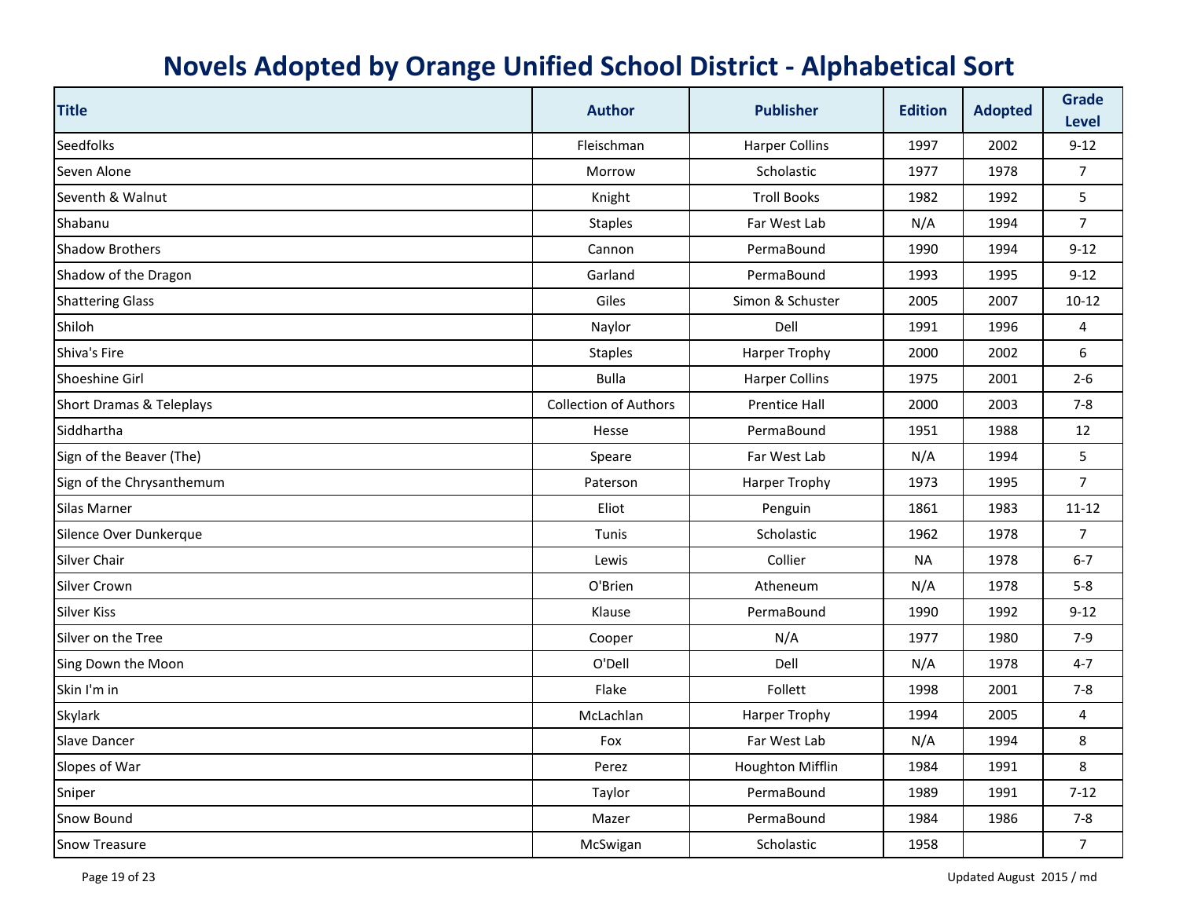# Novels Adopted by Orange Unified School District - Alphabetical Sort

| Title | Author | Publisher | Edition | Adopted | Grade Level |
|---|---|---|---|---|---|
| Seedfolks | Fleischman | Harper Collins | 1997 | 2002 | 9-12 |
| Seven Alone | Morrow | Scholastic | 1977 | 1978 | 7 |
| Seventh & Walnut | Knight | Troll Books | 1982 | 1992 | 5 |
| Shabanu | Staples | Far West Lab | N/A | 1994 | 7 |
| Shadow Brothers | Cannon | PermaBound | 1990 | 1994 | 9-12 |
| Shadow of the Dragon | Garland | PermaBound | 1993 | 1995 | 9-12 |
| Shattering Glass | Giles | Simon & Schuster | 2005 | 2007 | 10-12 |
| Shiloh | Naylor | Dell | 1991 | 1996 | 4 |
| Shiva's Fire | Staples | Harper Trophy | 2000 | 2002 | 6 |
| Shoeshine Girl | Bulla | Harper Collins | 1975 | 2001 | 2-6 |
| Short Dramas & Teleplays | Collection of Authors | Prentice Hall | 2000 | 2003 | 7-8 |
| Siddhartha | Hesse | PermaBound | 1951 | 1988 | 12 |
| Sign of the Beaver (The) | Speare | Far West Lab | N/A | 1994 | 5 |
| Sign of the Chrysanthemum | Paterson | Harper Trophy | 1973 | 1995 | 7 |
| Silas Marner | Eliot | Penguin | 1861 | 1983 | 11-12 |
| Silence Over Dunkerque | Tunis | Scholastic | 1962 | 1978 | 7 |
| Silver Chair | Lewis | Collier | NA | 1978 | 6-7 |
| Silver Crown | O'Brien | Atheneum | N/A | 1978 | 5-8 |
| Silver Kiss | Klause | PermaBound | 1990 | 1992 | 9-12 |
| Silver on the Tree | Cooper | N/A | 1977 | 1980 | 7-9 |
| Sing Down the Moon | O'Dell | Dell | N/A | 1978 | 4-7 |
| Skin I'm in | Flake | Follett | 1998 | 2001 | 7-8 |
| Skylark | McLachlan | Harper Trophy | 1994 | 2005 | 4 |
| Slave Dancer | Fox | Far West Lab | N/A | 1994 | 8 |
| Slopes of War | Perez | Houghton Mifflin | 1984 | 1991 | 8 |
| Sniper | Taylor | PermaBound | 1989 | 1991 | 7-12 |
| Snow Bound | Mazer | PermaBound | 1984 | 1986 | 7-8 |
| Snow Treasure | McSwigan | Scholastic | 1958 | | 7 |

Updated August 2015 / md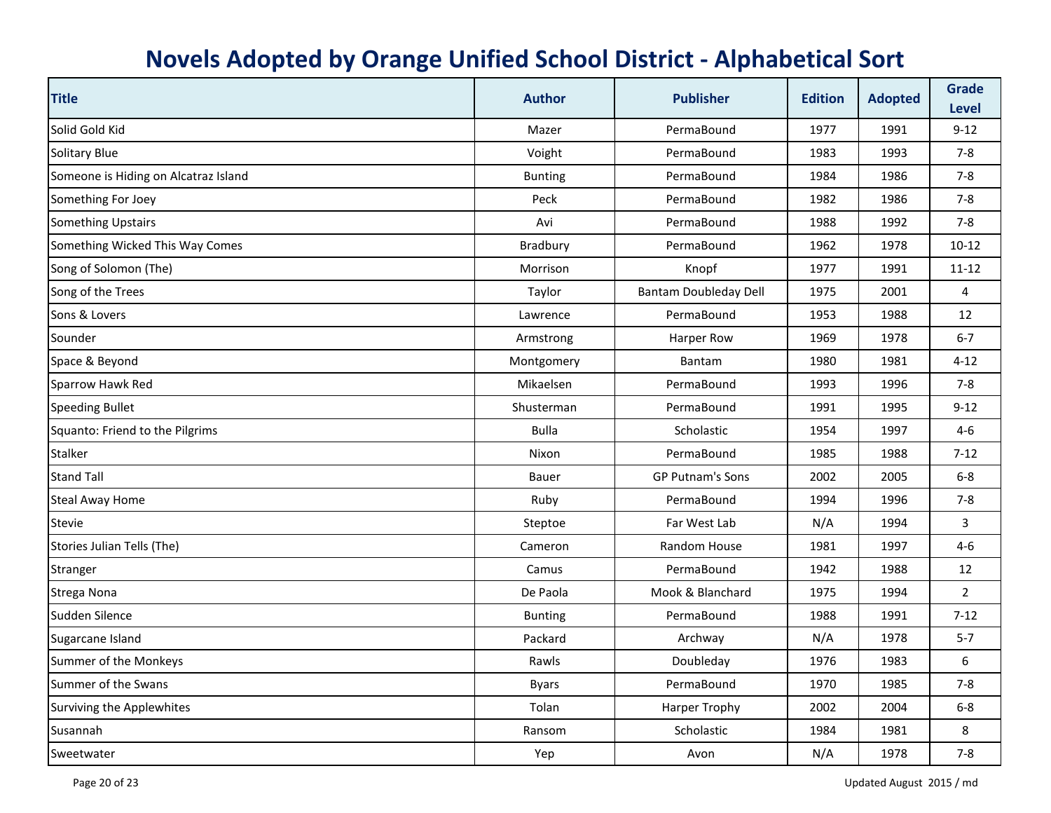# Novels Adopted by Orange Unified School District - Alphabetical Sort

| Title | Author | Publisher | Edition | Adopted | Grade Level |
|---|---|---|---|---|---|
| Solid Gold Kid | Mazer | PermaBound | 1977 | 1991 | 9-12 |
| Solitary Blue | Voight | PermaBound | 1983 | 1993 | 7-8 |
| Someone is Hiding on Alcatraz Island | Bunting | PermaBound | 1984 | 1986 | 7-8 |
| Something For Joey | Peck | PermaBound | 1982 | 1986 | 7-8 |
| Something Upstairs | Avi | PermaBound | 1988 | 1992 | 7-8 |
| Something Wicked This Way Comes | Bradbury | PermaBound | 1962 | 1978 | 10-12 |
| Song of Solomon (The) | Morrison | Knopf | 1977 | 1991 | 11-12 |
| Song of the Trees | Taylor | Bantam Doubleday Dell | 1975 | 2001 | 4 |
| Sons & Lovers | Lawrence | PermaBound | 1953 | 1988 | 12 |
| Sounder | Armstrong | Harper Row | 1969 | 1978 | 6-7 |
| Space & Beyond | Montgomery | Bantam | 1980 | 1981 | 4-12 |
| Sparrow Hawk Red | Mikaelsen | PermaBound | 1993 | 1996 | 7-8 |
| Speeding Bullet | Shusterman | PermaBound | 1991 | 1995 | 9-12 |
| Squanto: Friend to the Pilgrims | Bulla | Scholastic | 1954 | 1997 | 4-6 |
| Stalker | Nixon | PermaBound | 1985 | 1988 | 7-12 |
| Stand Tall | Bauer | GP Putnam's Sons | 2002 | 2005 | 6-8 |
| Steal Away Home | Ruby | PermaBound | 1994 | 1996 | 7-8 |
| Stevie | Steptoe | Far West Lab | N/A | 1994 | 3 |
| Stories Julian Tells (The) | Cameron | Random House | 1981 | 1997 | 4-6 |
| Stranger | Camus | PermaBound | 1942 | 1988 | 12 |
| Strega Nona | De Paola | Mook & Blanchard | 1975 | 1994 | 2 |
| Sudden Silence | Bunting | PermaBound | 1988 | 1991 | 7-12 |
| Sugarcane Island | Packard | Archway | N/A | 1978 | 5-7 |
| Summer of the Monkeys | Rawls | Doubleday | 1976 | 1983 | 6 |
| Summer of the Swans | Byars | PermaBound | 1970 | 1985 | 7-8 |
| Surviving the Applewhites | Tolan | Harper Trophy | 2002 | 2004 | 6-8 |
| Susannah | Ransom | Scholastic | 1984 | 1981 | 8 |
| Sweetwater | Yep | Avon | N/A | 1978 | 7-8 |

Updated August 2015 / md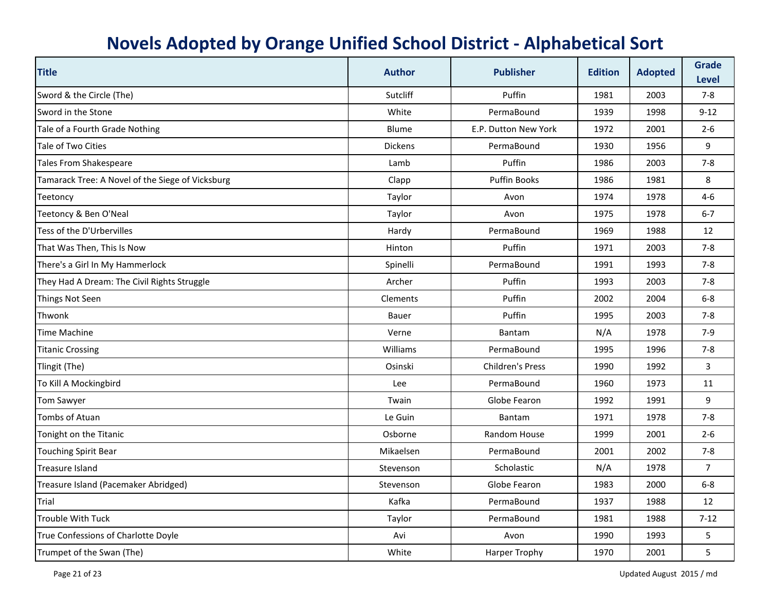# Novels Adopted by Orange Unified School District - Alphabetical Sort

| Title | Author | Publisher | Edition | Adopted | Grade Level |
|---|---|---|---|---|---|
| Sword & the Circle (The) | Sutcliff | Puffin | 1981 | 2003 | 7-8 |
| Sword in the Stone | White | PermaBound | 1939 | 1998 | 9-12 |
| Tale of a Fourth Grade Nothing | Blume | E.P. Dutton New York | 1972 | 2001 | 2-6 |
| Tale of Two Cities | Dickens | PermaBound | 1930 | 1956 | 9 |
| Tales From Shakespeare | Lamb | Puffin | 1986 | 2003 | 7-8 |
| Tamarack Tree: A Novel of the Siege of Vicksburg | Clapp | Puffin Books | 1986 | 1981 | 8 |
| Teetoncy | Taylor | Avon | 1974 | 1978 | 4-6 |
| Teetoncy & Ben O'Neal | Taylor | Avon | 1975 | 1978 | 6-7 |
| Tess of the D'Urbervilles | Hardy | PermaBound | 1969 | 1988 | 12 |
| That Was Then, This Is Now | Hinton | Puffin | 1971 | 2003 | 7-8 |
| There's a Girl In My Hammerlock | Spinelli | PermaBound | 1991 | 1993 | 7-8 |
| They Had A Dream: The Civil Rights Struggle | Archer | Puffin | 1993 | 2003 | 7-8 |
| Things Not Seen | Clements | Puffin | 2002 | 2004 | 6-8 |
| Thwonk | Bauer | Puffin | 1995 | 2003 | 7-8 |
| Time Machine | Verne | Bantam | N/A | 1978 | 7-9 |
| Titanic Crossing | Williams | PermaBound | 1995 | 1996 | 7-8 |
| Tlingit (The) | Osinski | Children's Press | 1990 | 1992 | 3 |
| To Kill A Mockingbird | Lee | PermaBound | 1960 | 1973 | 11 |
| Tom Sawyer | Twain | Globe Fearon | 1992 | 1991 | 9 |
| Tombs of Atuan | Le Guin | Bantam | 1971 | 1978 | 7-8 |
| Tonight on the Titanic | Osborne | Random House | 1999 | 2001 | 2-6 |
| Touching Spirit Bear | Mikaelsen | PermaBound | 2001 | 2002 | 7-8 |
| Treasure Island | Stevenson | Scholastic | N/A | 1978 | 7 |
| Treasure Island (Pacemaker Abridged) | Stevenson | Globe Fearon | 1983 | 2000 | 6-8 |
| Trial | Kafka | PermaBound | 1937 | 1988 | 12 |
| Trouble With Tuck | Taylor | PermaBound | 1981 | 1988 | 7-12 |
| True Confessions of Charlotte Doyle | Avi | Avon | 1990 | 1993 | 5 |
| Trumpet of the Swan (The) | White | Harper Trophy | 1970 | 2001 | 5 |

Updated August 2015 / md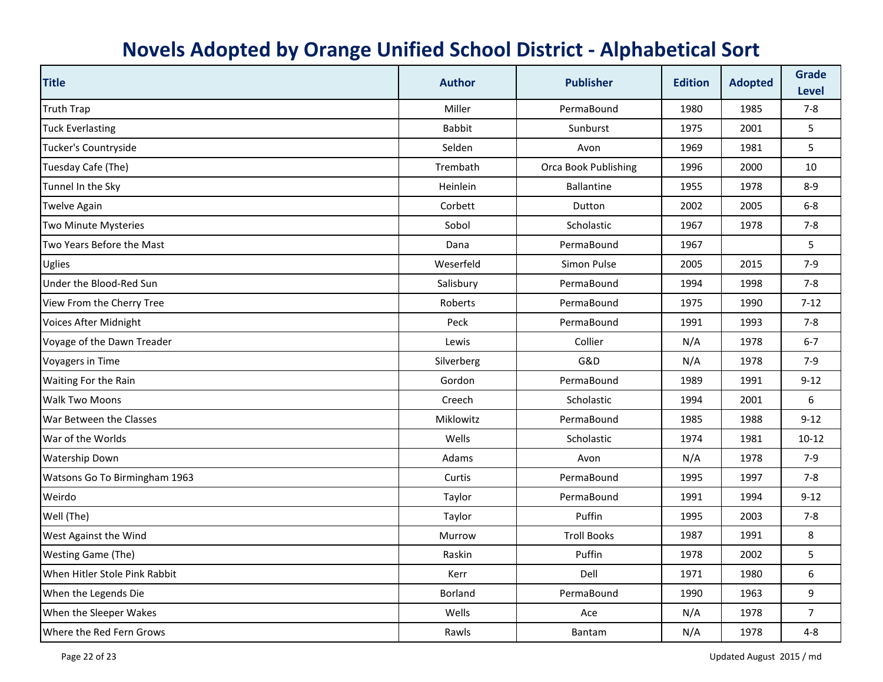# Novels Adopted by Orange Unified School District - Alphabetical Sort

| Title | Author | Publisher | Edition | Adopted | Grade Level |
|---|---|---|---|---|---|
| Truth Trap | Miller | PermaBound | 1980 | 1985 | 7-8 |
| Tuck Everlasting | Babbit | Sunburst | 1975 | 2001 | 5 |
| Tucker's Countryside | Selden | Avon | 1969 | 1981 | 5 |
| Tuesday Cafe (The) | Trembath | Orca Book Publishing | 1996 | 2000 | 10 |
| Tunnel In the Sky | Heinlein | Ballantine | 1955 | 1978 | 8-9 |
| Twelve Again | Corbett | Dutton | 2002 | 2005 | 6-8 |
| Two Minute Mysteries | Sobol | Scholastic | 1967 | 1978 | 7-8 |
| Two Years Before the Mast | Dana | PermaBound | 1967 | | 5 |
| Uglies | Weserfeld | Simon Pulse | 2005 | 2015 | 7-9 |
| Under the Blood-Red Sun | Salisbury | PermaBound | 1994 | 1998 | 7-8 |
| View From the Cherry Tree | Roberts | PermaBound | 1975 | 1990 | 7-12 |
| Voices After Midnight | Peck | PermaBound | 1991 | 1993 | 7-8 |
| Voyage of the Dawn Treader | Lewis | Collier | N/A | 1978 | 6-7 |
| Voyagers in Time | Silverberg | G&D | N/A | 1978 | 7-9 |
| Waiting For the Rain | Gordon | PermaBound | 1989 | 1991 | 9-12 |
| Walk Two Moons | Creech | Scholastic | 1994 | 2001 | 6 |
| War Between the Classes | Miklowitz | PermaBound | 1985 | 1988 | 9-12 |
| War of the Worlds | Wells | Scholastic | 1974 | 1981 | 10-12 |
| Watership Down | Adams | Avon | N/A | 1978 | 7-9 |
| Watsons Go To Birmingham 1963 | Curtis | PermaBound | 1995 | 1997 | 7-8 |
| Weirdo | Taylor | PermaBound | 1991 | 1994 | 9-12 |
| Well (The) | Taylor | Puffin | 1995 | 2003 | 7-8 |
| West Against the Wind | Murrow | Troll Books | 1987 | 1991 | 8 |
| Westing Game (The) | Raskin | Puffin | 1978 | 2002 | 5 |
| When Hitler Stole Pink Rabbit | Kerr | Dell | 1971 | 1980 | 6 |
| When the Legends Die | Borland | PermaBound | 1990 | 1963 | 9 |
| When the Sleeper Wakes | Wells | Ace | N/A | 1978 | 7 |
| Where the Red Fern Grows | Rawls | Bantam | N/A | 1978 | 4-8 |

Updated August 2015 / md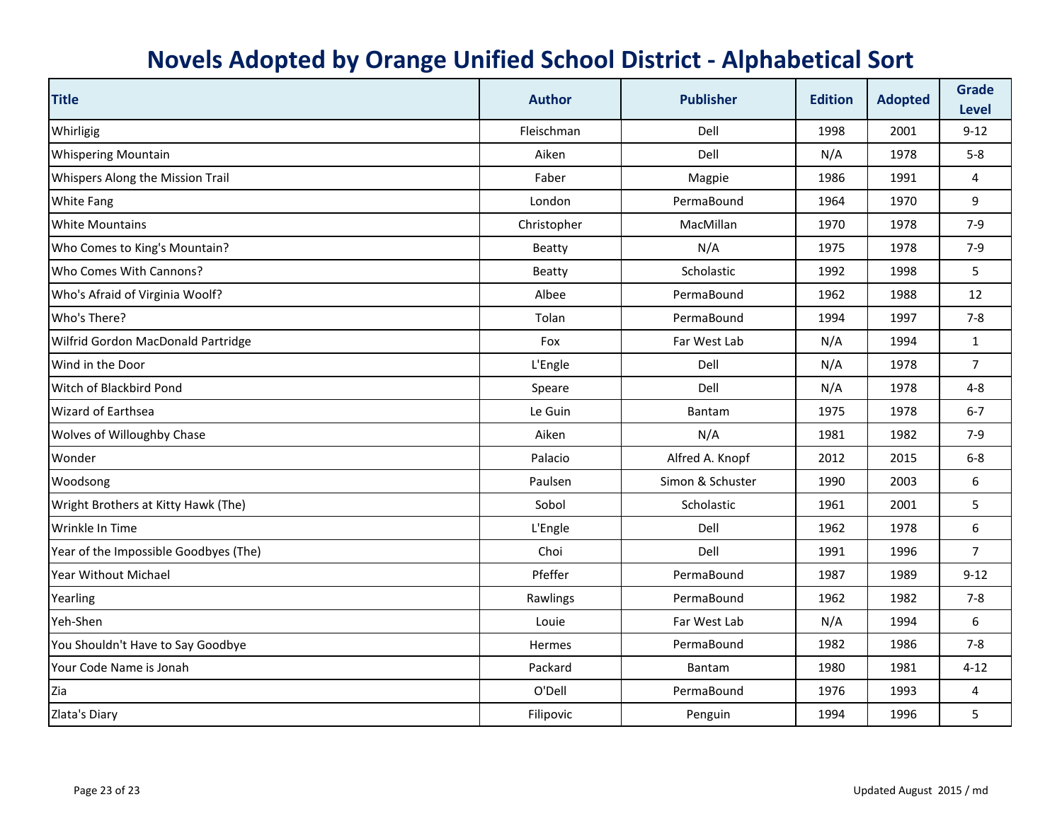# Novels Adopted by Orange Unified School District - Alphabetical Sort

| Title | Author | Publisher | Edition | Adopted | Grade Level |
|---|---|---|---|---|---|
| Whirligig | Fleischman | Dell | 1998 | 2001 | 9-12 |
| Whispering Mountain | Aiken | Dell | N/A | 1978 | 5-8 |
| Whispers Along the Mission Trail | Faber | Magpie | 1986 | 1991 | 4 |
| White Fang | London | PermaBound | 1964 | 1970 | 9 |
| White Mountains | Christopher | MacMillan | 1970 | 1978 | 7-9 |
| Who Comes to King's Mountain? | Beatty | N/A | 1975 | 1978 | 7-9 |
| Who Comes With Cannons? | Beatty | Scholastic | 1992 | 1998 | 5 |
| Who's Afraid of Virginia Woolf? | Albee | PermaBound | 1962 | 1988 | 12 |
| Who's There? | Tolan | PermaBound | 1994 | 1997 | 7-8 |
| Wilfrid Gordon MacDonald Partridge | Fox | Far West Lab | N/A | 1994 | 1 |
| Wind in the Door | L'Engle | Dell | N/A | 1978 | 7 |
| Witch of Blackbird Pond | Speare | Dell | N/A | 1978 | 4-8 |
| Wizard of Earthsea | Le Guin | Bantam | 1975 | 1978 | 6-7 |
| Wolves of Willoughby Chase | Aiken | N/A | 1981 | 1982 | 7-9 |
| Wonder | Palacio | Alfred A. Knopf | 2012 | 2015 | 6-8 |
| Woodsong | Paulsen | Simon & Schuster | 1990 | 2003 | 6 |
| Wright Brothers at Kitty Hawk (The) | Sobol | Scholastic | 1961 | 2001 | 5 |
| Wrinkle In Time | L'Engle | Dell | 1962 | 1978 | 6 |
| Year of the Impossible Goodbyes (The) | Choi | Dell | 1991 | 1996 | 7 |
| Year Without Michael | Pfeffer | PermaBound | 1987 | 1989 | 9-12 |
| Yearling | Rawlings | PermaBound | 1962 | 1982 | 7-8 |
| Yeh-Shen | Louie | Far West Lab | N/A | 1994 | 6 |
| You Shouldn't Have to Say Goodbye | Hermes | PermaBound | 1982 | 1986 | 7-8 |
| Your Code Name is Jonah | Packard | Bantam | 1980 | 1981 | 4-12 |
| Zia | O'Dell | PermaBound | 1976 | 1993 | 4 |
| Zlata's Diary | Filipovic | Penguin | 1994 | 1996 | 5 |

Updated August 2015 / md